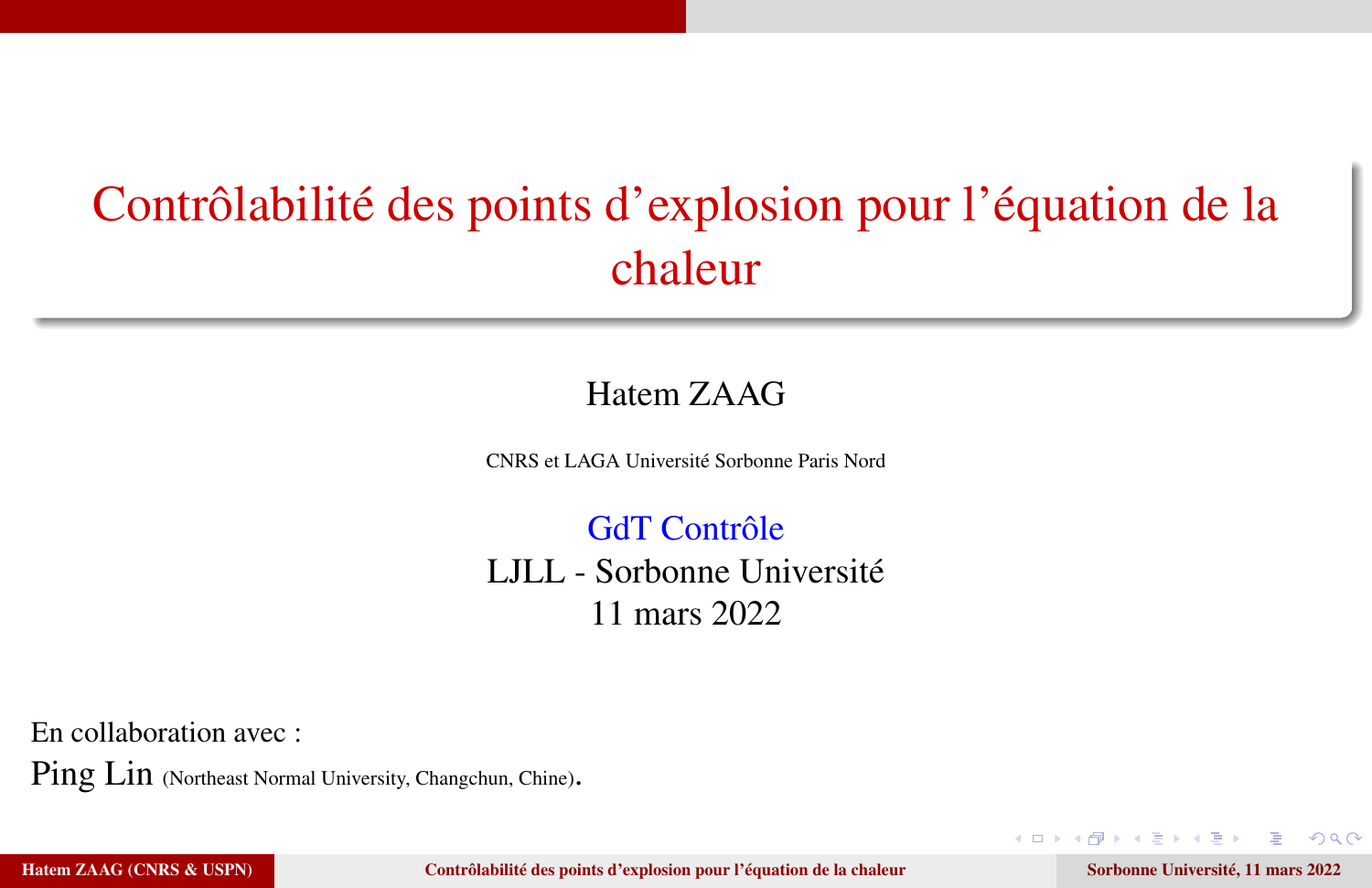# Contrôlabilité des points d'explosion pour l'équation de la chaleur

Hatem ZAAG

CNRS et LAGA Université Sorbonne Paris Nord

GdT Contrôle
LJLL - Sorbonne Université
11 mars 2022

En collaboration avec :
Ping Lin (Northeast Normal University, Changchun, Chine).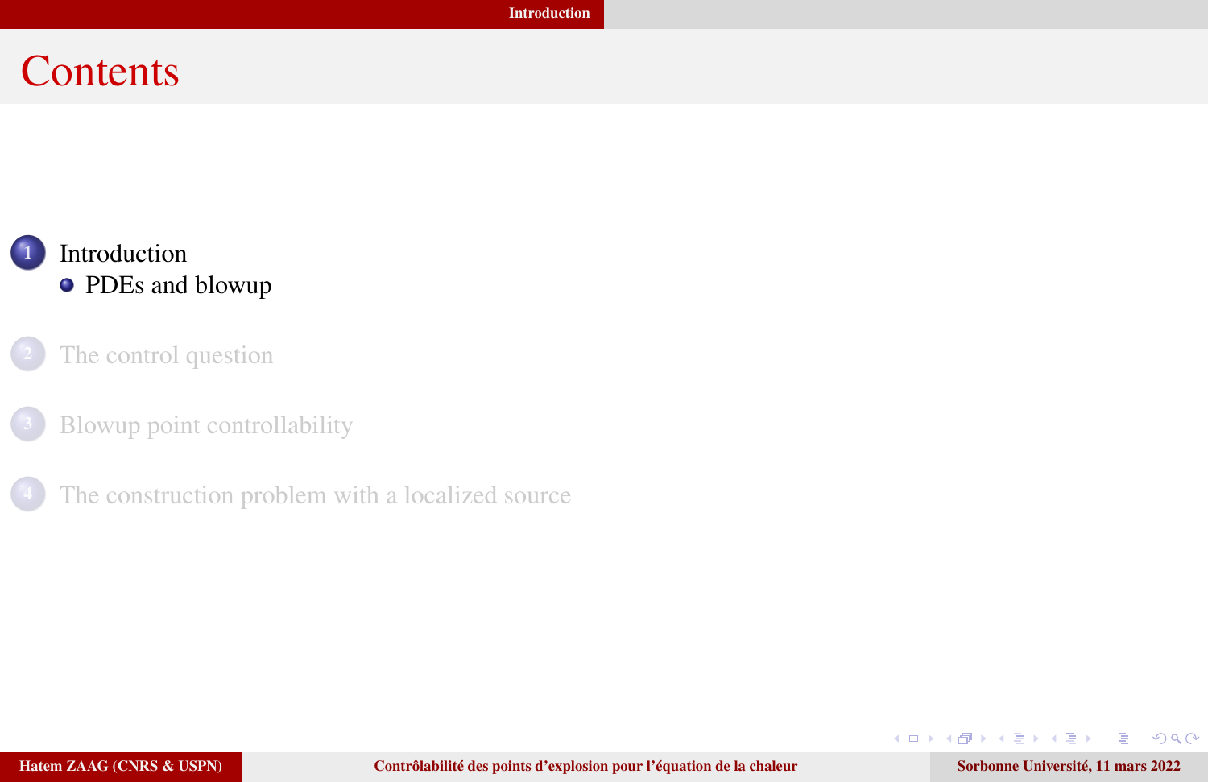# Contents

1. Introduction
   - PDEs and blowup
2. The control question
3. Blowup point controllability
4. The construction problem with a localized source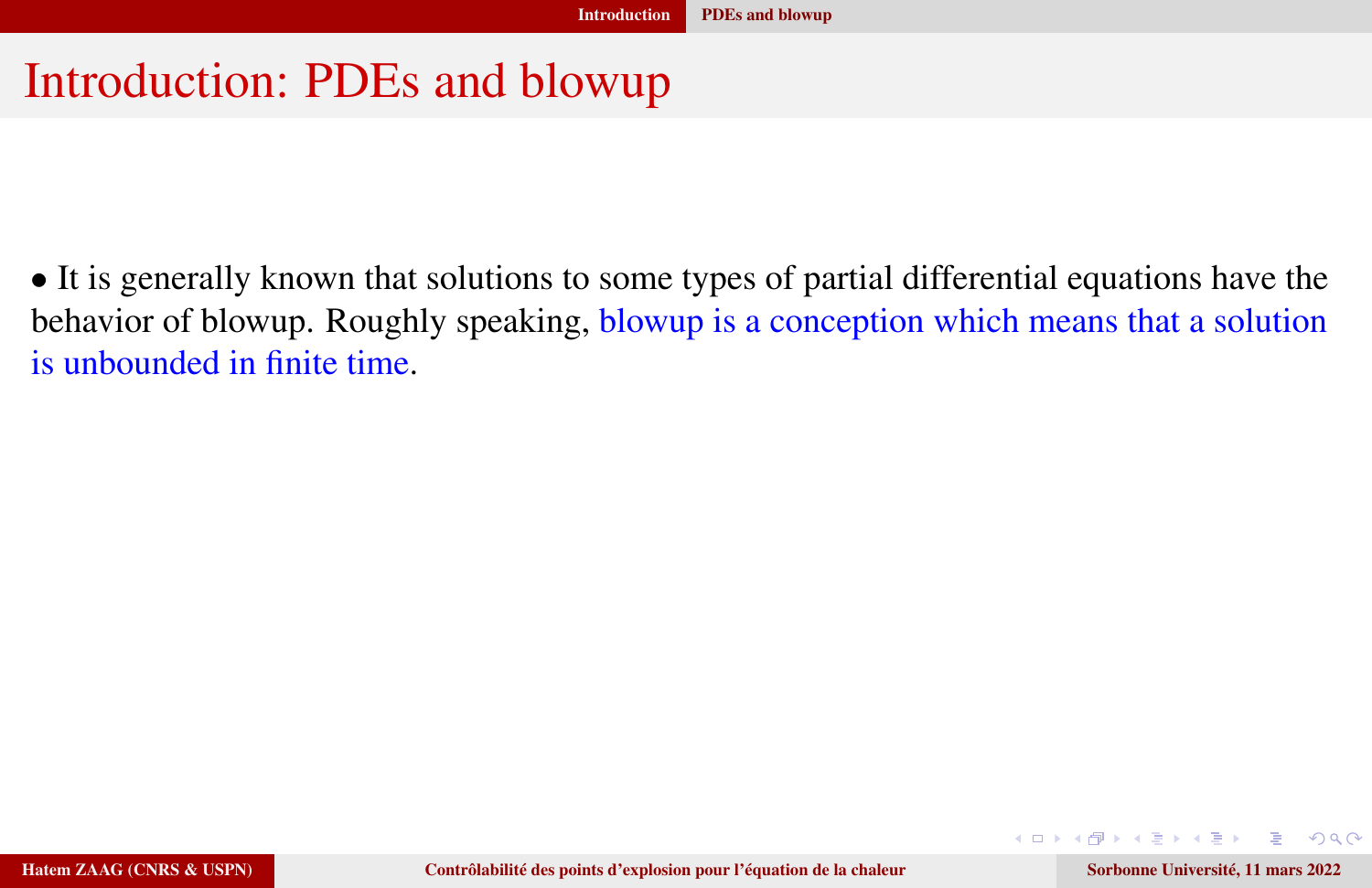# Introduction: PDEs and blowup

- It is generally known that solutions to some types of partial differential equations have the behavior of blowup. Roughly speaking, blowup is a conception which means that a solution is unbounded in finite time.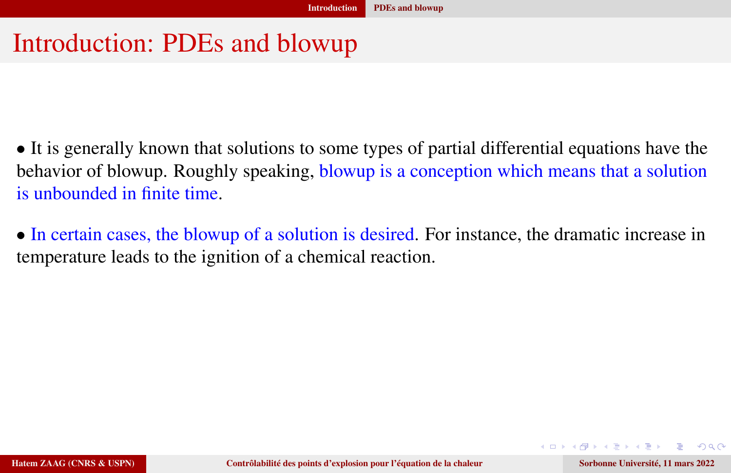# Introduction: PDEs and blowup

- It is generally known that solutions to some types of partial differential equations have the behavior of blowup. Roughly speaking, blowup is a conception which means that a solution is unbounded in finite time.

- In certain cases, the blowup of a solution is desired. For instance, the dramatic increase in temperature leads to the ignition of a chemical reaction.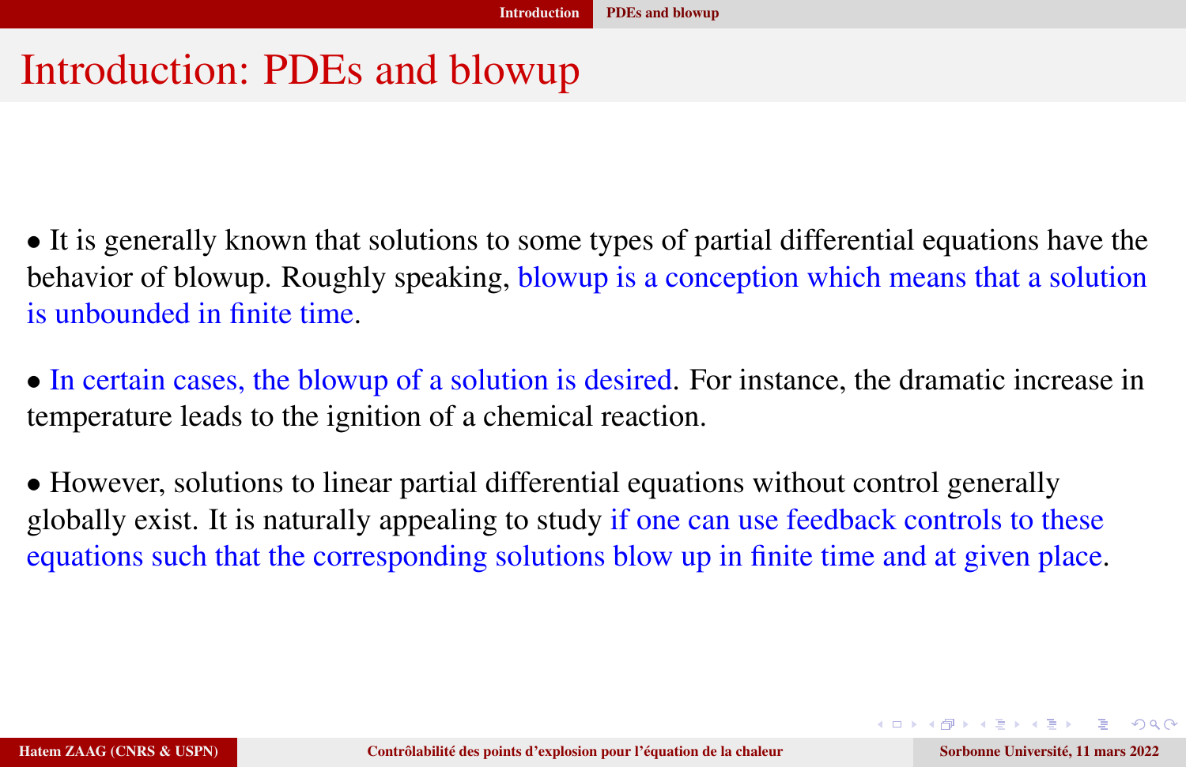# Introduction: PDEs and blowup

- It is generally known that solutions to some types of partial differential equations have the behavior of blowup. Roughly speaking, blowup is a conception which means that a solution is unbounded in finite time.

- In certain cases, the blowup of a solution is desired. For instance, the dramatic increase in temperature leads to the ignition of a chemical reaction.

- However, solutions to linear partial differential equations without control generally globally exist. It is naturally appealing to study if one can use feedback controls to these equations such that the corresponding solutions blow up in finite time and at given place.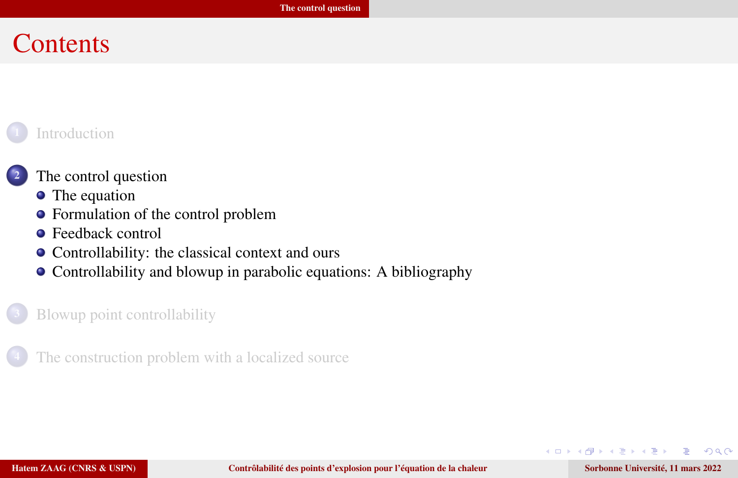# Contents

1. Introduction

2. The control question
   - The equation
   - Formulation of the control problem
   - Feedback control
   - Controllability: the classical context and ours
   - Controllability and blowup in parabolic equations: A bibliography

3. Blowup point controllability

4. The construction problem with a localized source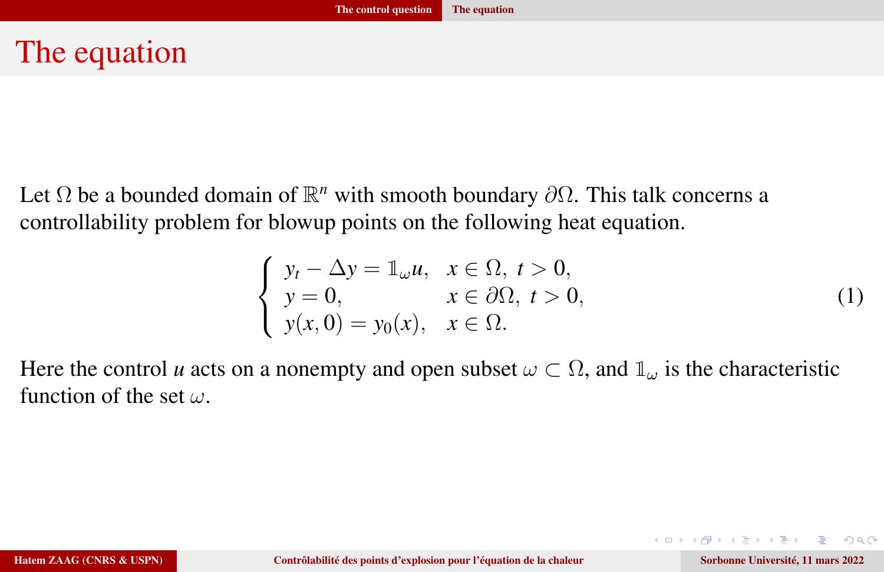# The equation

Let $\Omega$ be a bounded domain of $\mathbb{R}^n$ with smooth boundary $\partial\Omega$. This talk concerns a controllability problem for blowup points on the following heat equation.

$$
\begin{cases}
y_t - \Delta y = \mathbb{1}_\omega u, & x \in \Omega,\ t > 0, \\
y = 0, & x \in \partial\Omega,\ t > 0, \\
y(x,0) = y_0(x), & x \in \Omega.
\end{cases}
\tag{1}
$$

Here the control $u$ acts on a nonempty and open subset $\omega \subset \Omega$, and $\mathbb{1}_\omega$ is the characteristic function of the set $\omega$.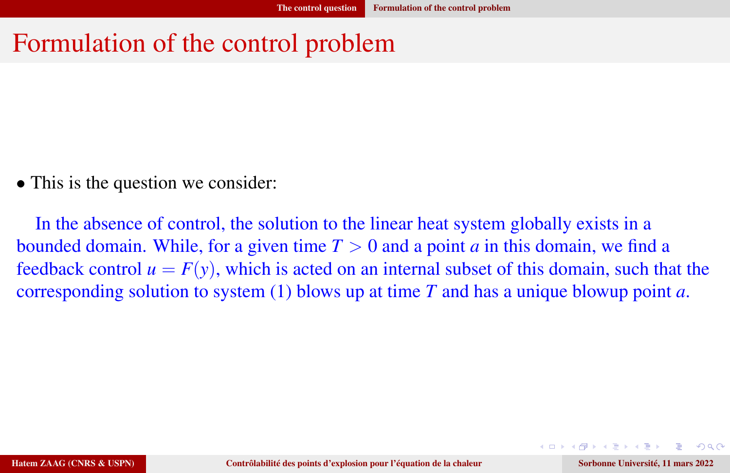# Formulation of the control problem

- This is the question we consider:

In the absence of control, the solution to the linear heat system globally exists in a bounded domain. While, for a given time $T > 0$ and a point $a$ in this domain, we find a feedback control $u = F(y)$, which is acted on an internal subset of this domain, such that the corresponding solution to system (1) blows up at time $T$ and has a unique blowup point $a$.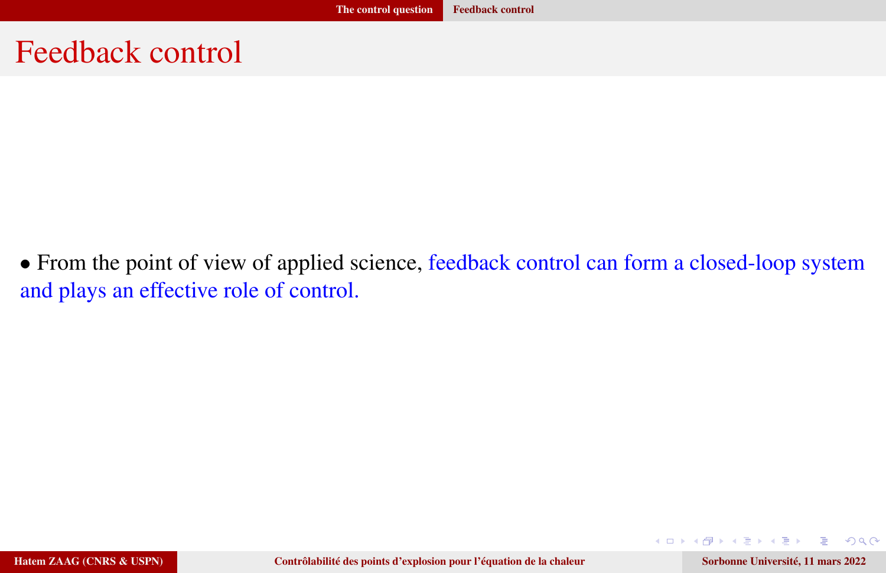# Feedback control

- From the point of view of applied science, feedback control can form a closed-loop system and plays an effective role of control.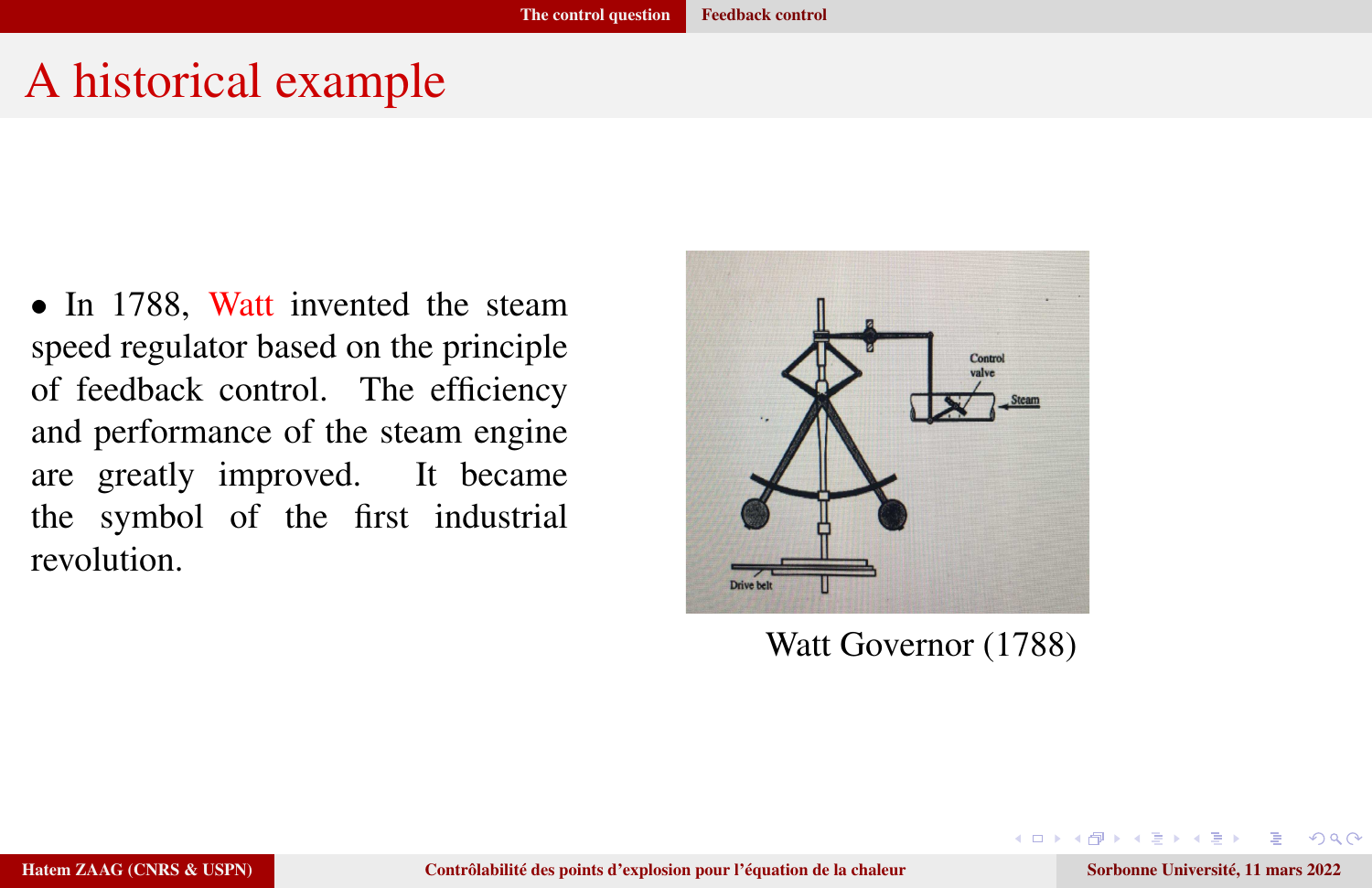# A historical example

- In 1788, Watt invented the steam speed regulator based on the principle of feedback control. The efficiency and performance of the steam engine are greatly improved. It became the symbol of the first industrial revolution.

Watt Governor (1788)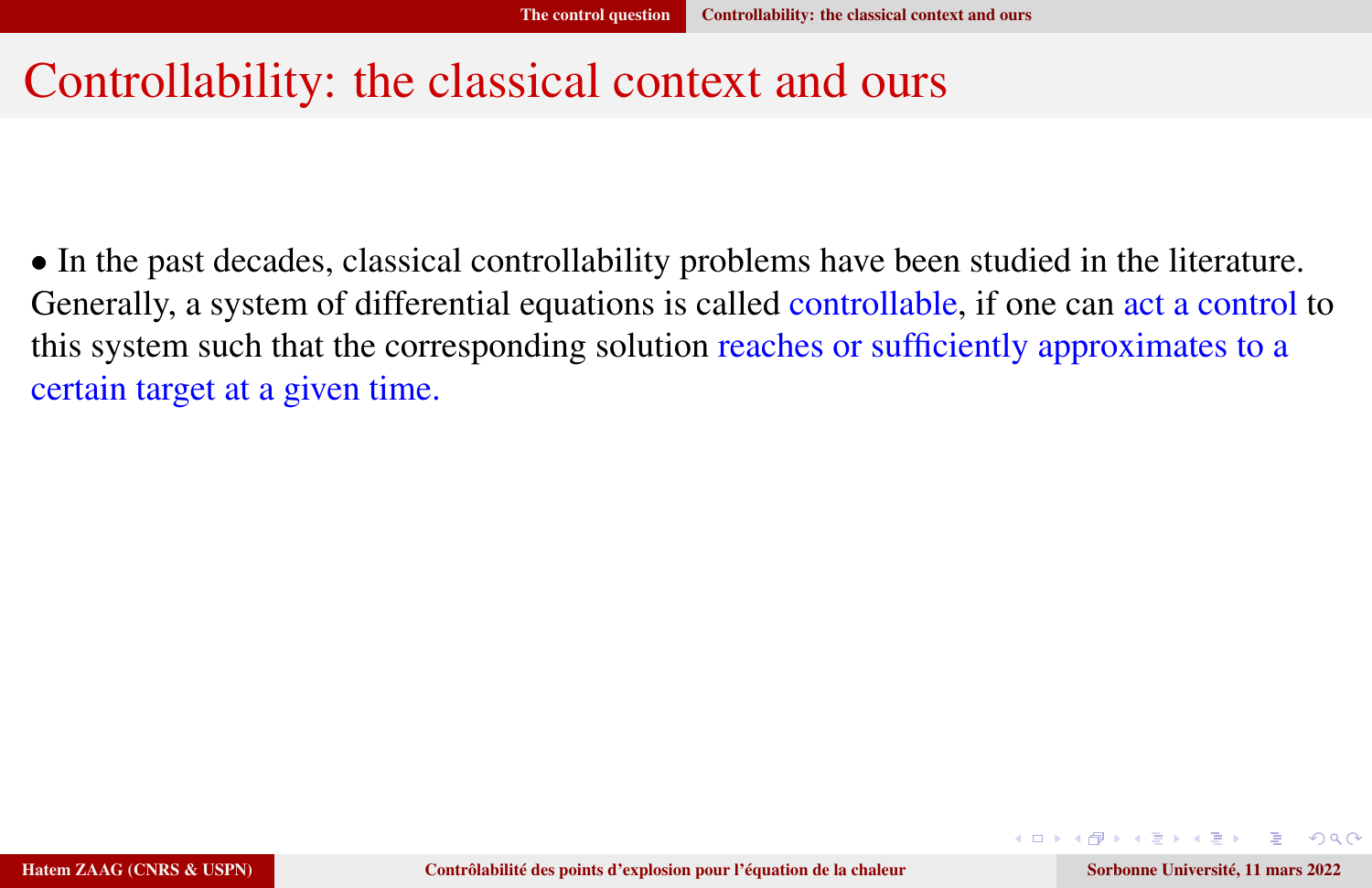# Controllability: the classical context and ours

• In the past decades, classical controllability problems have been studied in the literature. Generally, a system of differential equations is called controllable, if one can act a control to this system such that the corresponding solution reaches or sufficiently approximates to a certain target at a given time.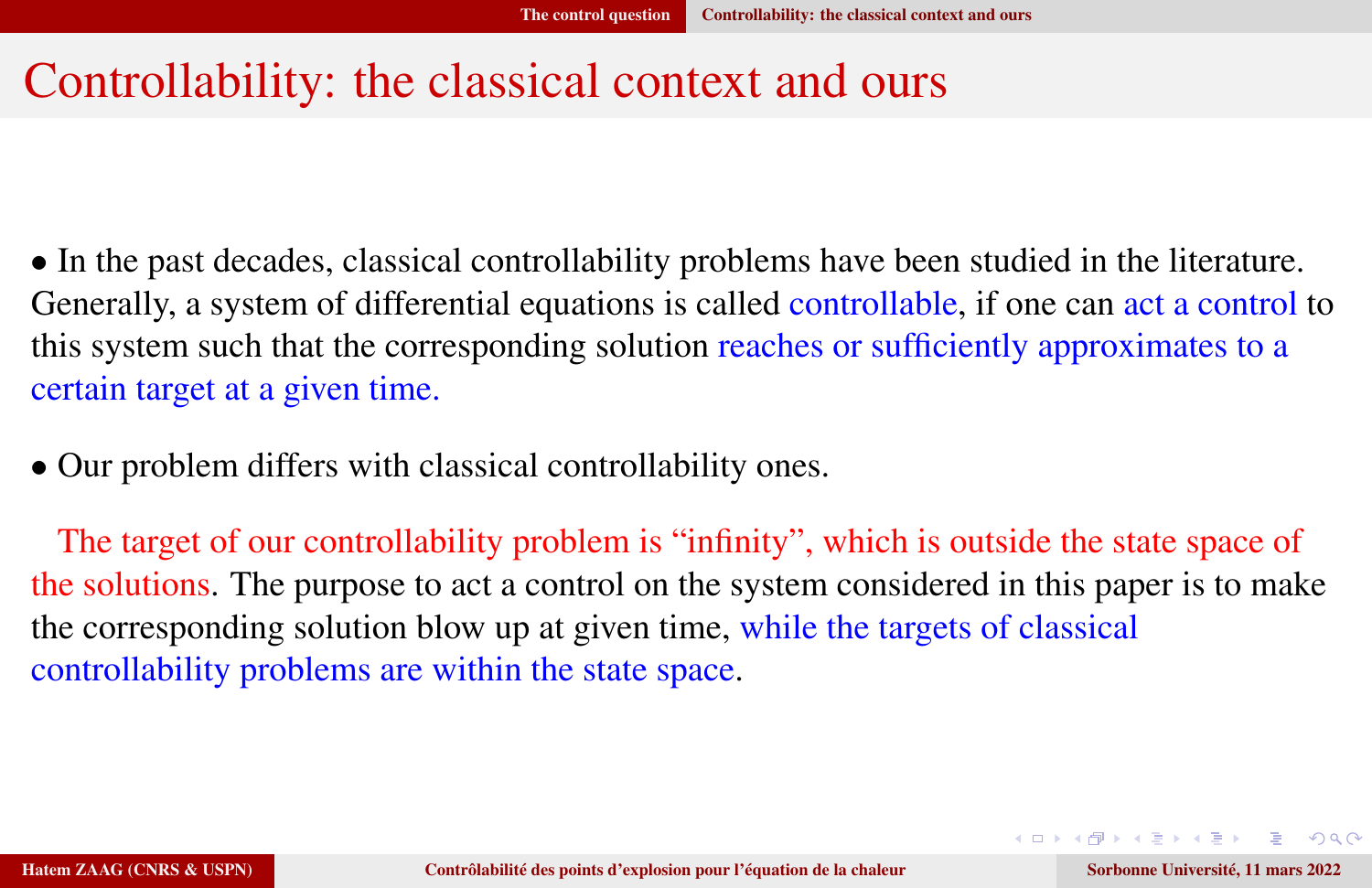# Controllability: the classical context and ours

• In the past decades, classical controllability problems have been studied in the literature. Generally, a system of differential equations is called controllable, if one can act a control to this system such that the corresponding solution reaches or sufficiently approximates to a certain target at a given time.

• Our problem differs with classical controllability ones.

The target of our controllability problem is "infinity", which is outside the state space of the solutions. The purpose to act a control on the system considered in this paper is to make the corresponding solution blow up at given time, while the targets of classical controllability problems are within the state space.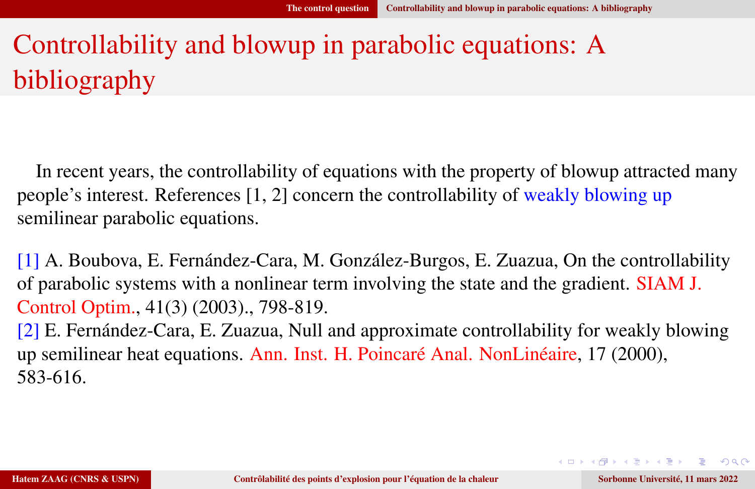# Controllability and blowup in parabolic equations: A bibliography

In recent years, the controllability of equations with the property of blowup attracted many people's interest. References [1, 2] concern the controllability of weakly blowing up semilinear parabolic equations.

[1] A. Boubova, E. Fernández-Cara, M. González-Burgos, E. Zuazua, On the controllability of parabolic systems with a nonlinear term involving the state and the gradient. SIAM J. Control Optim., 41(3) (2003)., 798-819.
[2] E. Fernández-Cara, E. Zuazua, Null and approximate controllability for weakly blowing up semilinear heat equations. Ann. Inst. H. Poincaré Anal. NonLinéaire, 17 (2000), 583-616.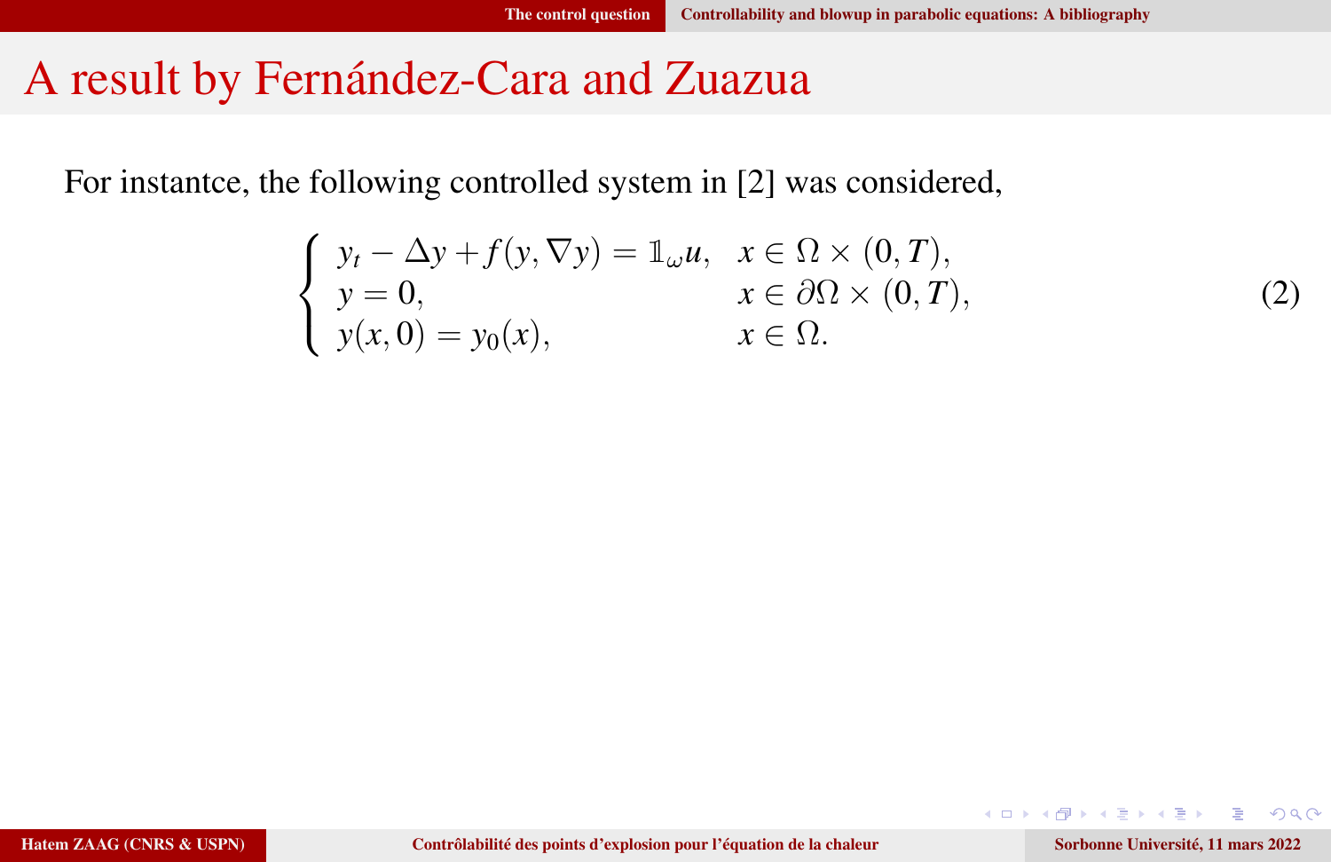# A result by Fernández-Cara and Zuazua

For instantce, the following controlled system in [2] was considered,

$$\begin{cases} y_t - \Delta y + f(y, \nabla y) = \mathbb{1}_\omega u, & x \in \Omega \times (0,T), \\ y = 0, & x \in \partial\Omega \times (0,T), \\ y(x,0) = y_0(x), & x \in \Omega. \end{cases} \tag{2}$$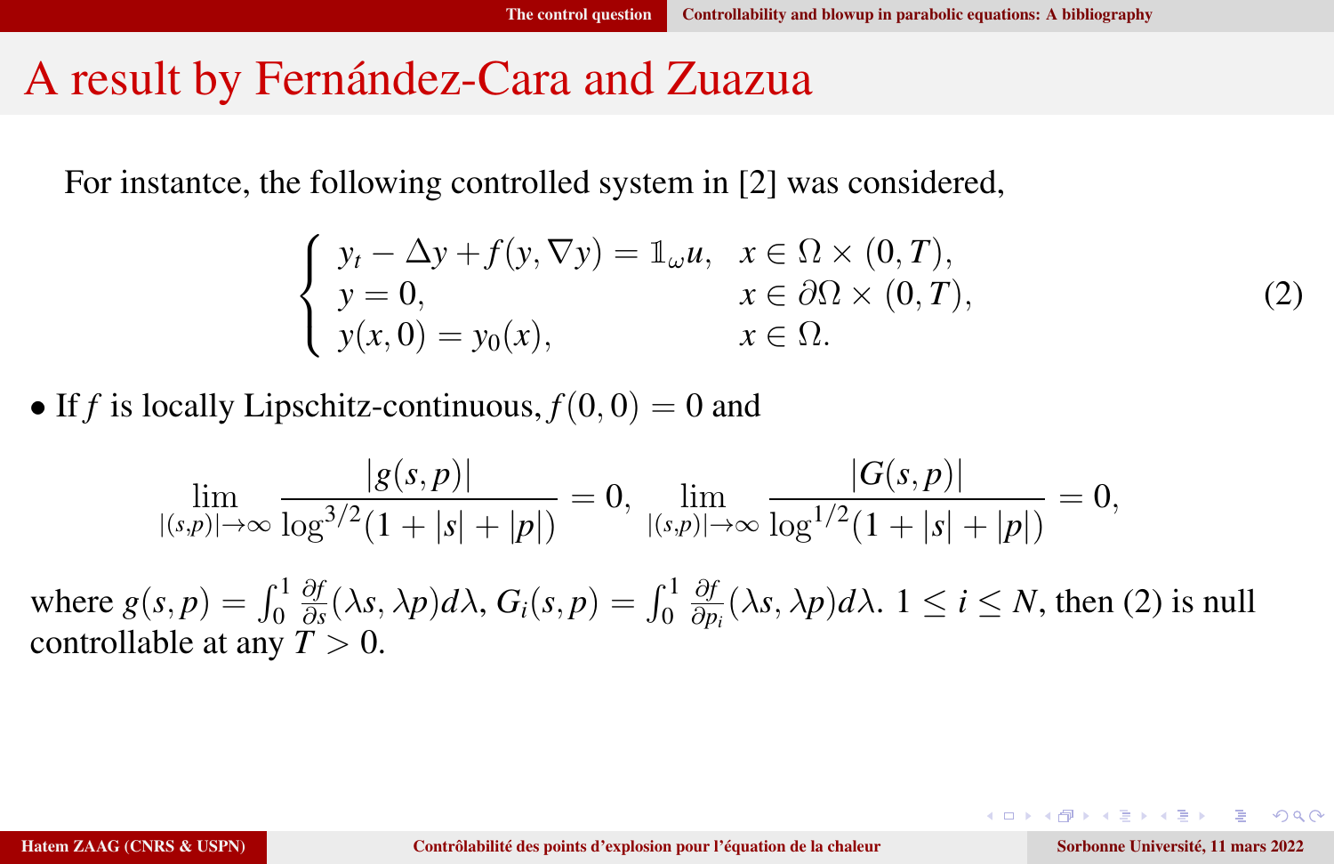# A result by Fernández-Cara and Zuazua

For instantce, the following controlled system in [2] was considered,

$$
\begin{cases}
y_t - \Delta y + f(y, \nabla y) = \mathbb{1}_\omega u, & x \in \Omega \times (0,T), \\
y = 0, & x \in \partial\Omega \times (0,T), \\
y(x,0) = y_0(x), & x \in \Omega.
\end{cases}
\tag{2}
$$

• If $f$ is locally Lipschitz-continuous, $f(0,0) = 0$ and

$$
\lim_{|(s,p)| \to \infty} \frac{|g(s,p)|}{\log^{3/2}(1 + |s| + |p|)} = 0, \quad \lim_{|(s,p)| \to \infty} \frac{|G(s,p)|}{\log^{1/2}(1 + |s| + |p|)} = 0,
$$

where $g(s,p) = \int_0^1 \frac{\partial f}{\partial s}(\lambda s, \lambda p) d\lambda$, $G_i(s,p) = \int_0^1 \frac{\partial f}{\partial p_i}(\lambda s, \lambda p) d\lambda$. $1 \leq i \leq N$, then (2) is null controllable at any $T > 0$.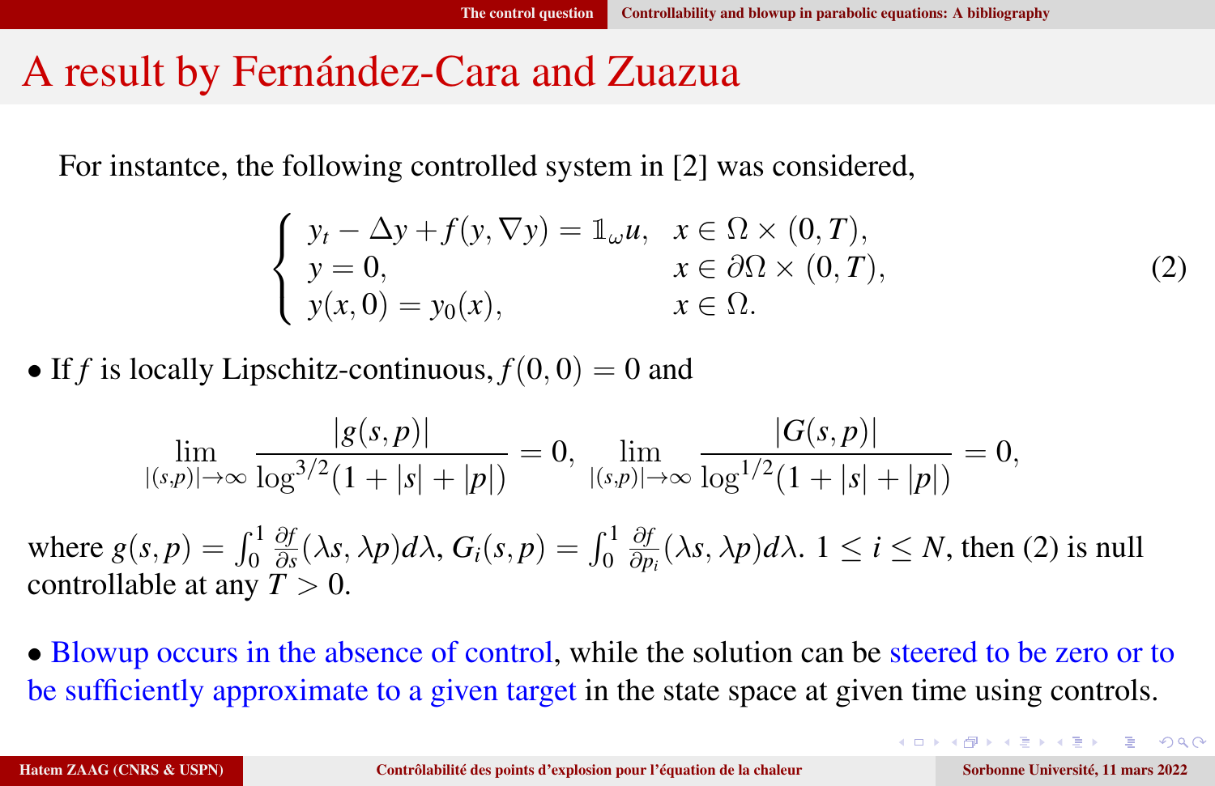# A result by Fernández-Cara and Zuazua

For instantce, the following controlled system in [2] was considered,

$$
\begin{cases}
y_t - \Delta y + f(y, \nabla y) = \mathbb{1}_\omega u, & x \in \Omega \times (0,T), \\
y = 0, & x \in \partial\Omega \times (0,T), \\
y(x,0) = y_0(x), & x \in \Omega.
\end{cases}
\tag{2}
$$

• If $f$ is locally Lipschitz-continuous, $f(0,0) = 0$ and

$$
\lim_{|(s,p)|\to\infty} \frac{|g(s,p)|}{\log^{3/2}(1+|s|+|p|)} = 0, \quad \lim_{|(s,p)|\to\infty} \frac{|G(s,p)|}{\log^{1/2}(1+|s|+|p|)} = 0,
$$

where $g(s,p) = \int_0^1 \frac{\partial f}{\partial s}(\lambda s, \lambda p) d\lambda$, $G_i(s,p) = \int_0^1 \frac{\partial f}{\partial p_i}(\lambda s, \lambda p) d\lambda$. $1 \leq i \leq N$, then (2) is null controllable at any $T > 0$.

• Blowup occurs in the absence of control, while the solution can be steered to be zero or to be sufficiently approximate to a given target in the state space at given time using controls.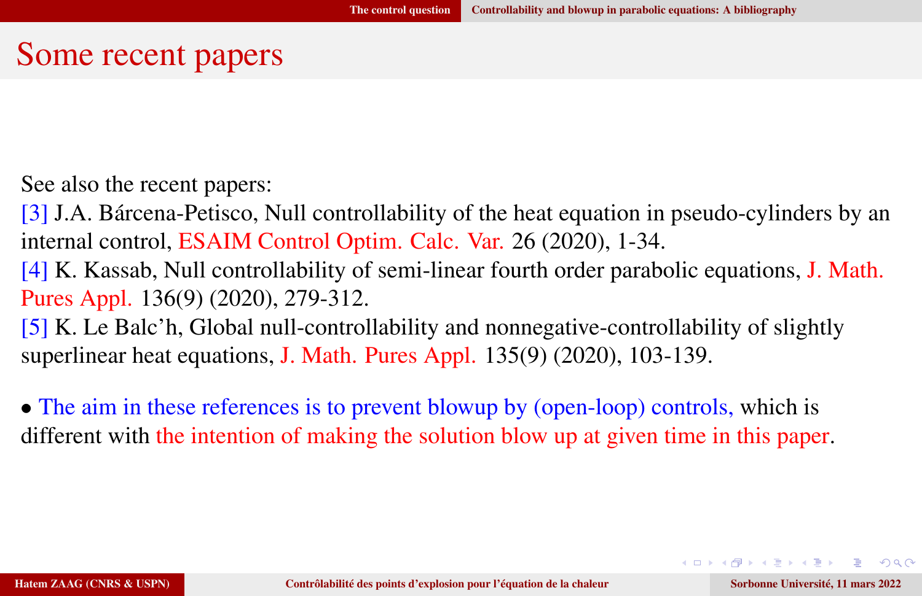# Some recent papers

See also the recent papers:

[3] J.A. Bárcena-Petisco, Null controllability of the heat equation in pseudo-cylinders by an internal control, ESAIM Control Optim. Calc. Var. 26 (2020), 1-34.

[4] K. Kassab, Null controllability of semi-linear fourth order parabolic equations, J. Math. Pures Appl. 136(9) (2020), 279-312.

[5] K. Le Balc'h, Global null-controllability and nonnegative-controllability of slightly superlinear heat equations, J. Math. Pures Appl. 135(9) (2020), 103-139.

- The aim in these references is to prevent blowup by (open-loop) controls, which is different with the intention of making the solution blow up at given time in this paper.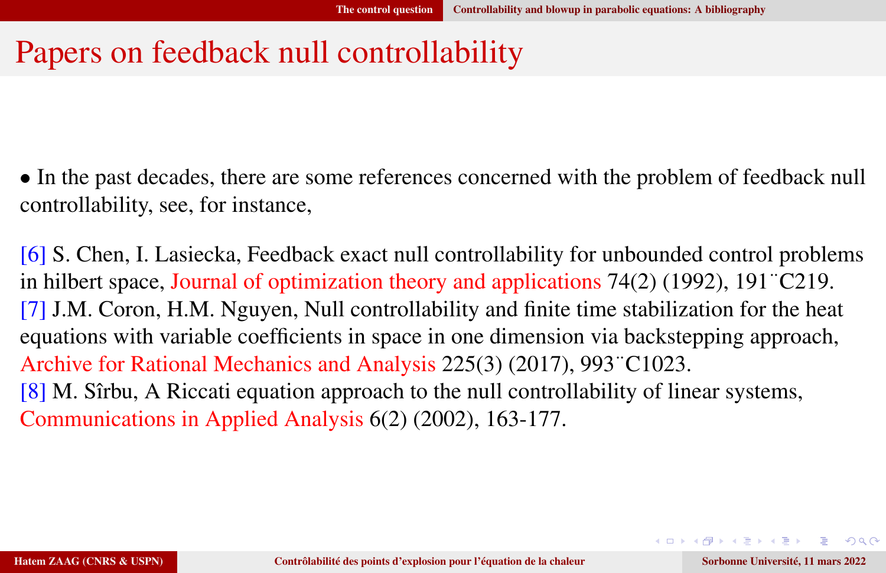# Papers on feedback null controllability

• In the past decades, there are some references concerned with the problem of feedback null controllability, see, for instance,

[6] S. Chen, I. Lasiecka, Feedback exact null controllability for unbounded control problems in hilbert space, Journal of optimization theory and applications 74(2) (1992), 191¨C219.
[7] J.M. Coron, H.M. Nguyen, Null controllability and finite time stabilization for the heat equations with variable coefficients in space in one dimension via backstepping approach, Archive for Rational Mechanics and Analysis 225(3) (2017), 993¨C1023.
[8] M. Sîrbu, A Riccati equation approach to the null controllability of linear systems, Communications in Applied Analysis 6(2) (2002), 163-177.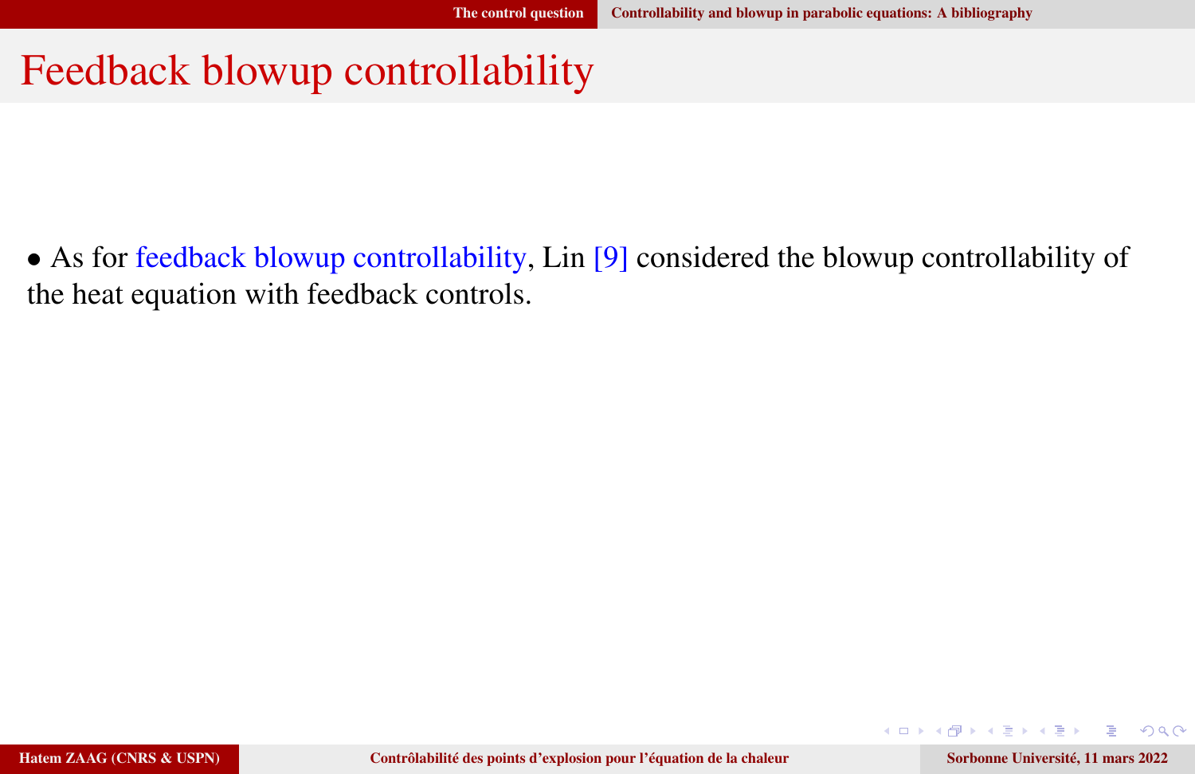# Feedback blowup controllability

- As for feedback blowup controllability, Lin [9] considered the blowup controllability of the heat equation with feedback controls.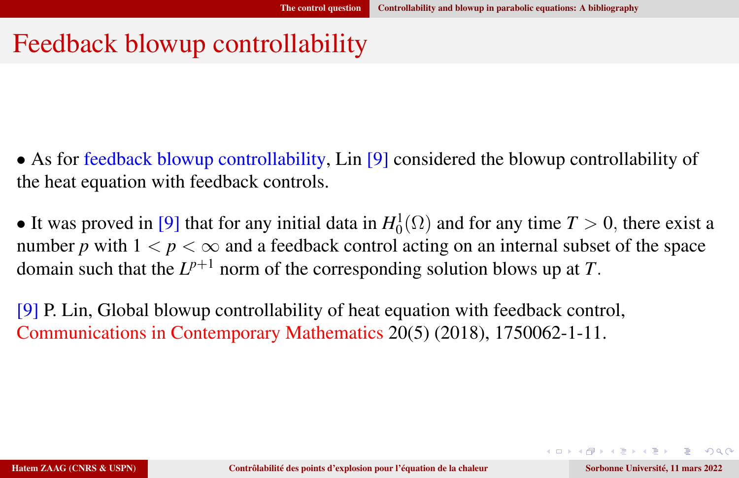# Feedback blowup controllability

- As for feedback blowup controllability, Lin [9] considered the blowup controllability of the heat equation with feedback controls.

- It was proved in [9] that for any initial data in $H_0^1(\Omega)$ and for any time $T > 0$, there exist a number $p$ with $1 < p < \infty$ and a feedback control acting on an internal subset of the space domain such that the $L^{p+1}$ norm of the corresponding solution blows up at $T$.

[9] P. Lin, Global blowup controllability of heat equation with feedback control, Communications in Contemporary Mathematics 20(5) (2018), 1750062-1-11.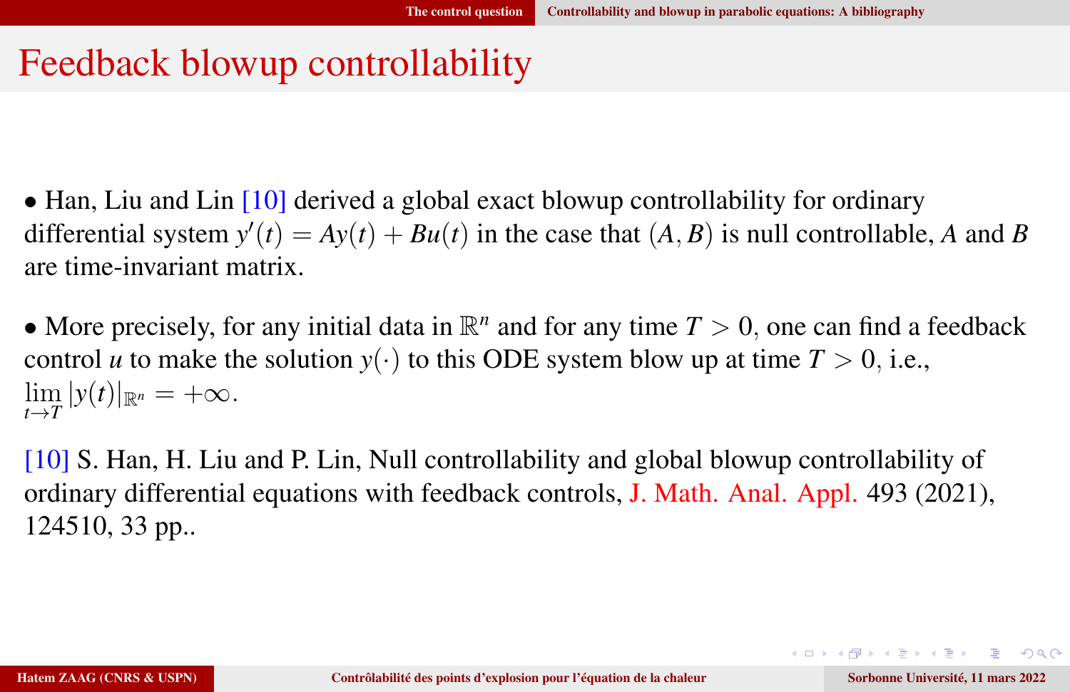# Feedback blowup controllability

- Han, Liu and Lin [10] derived a global exact blowup controllability for ordinary differential system $y'(t) = Ay(t) + Bu(t)$ in the case that $(A, B)$ is null controllable, $A$ and $B$ are time-invariant matrix.

- More precisely, for any initial data in $\mathbb{R}^n$ and for any time $T > 0$, one can find a feedback control $u$ to make the solution $y(\cdot)$ to this ODE system blow up at time $T > 0$, i.e., $\lim_{t \to T} |y(t)|_{\mathbb{R}^n} = +\infty$.

[10] S. Han, H. Liu and P. Lin, Null controllability and global blowup controllability of ordinary differential equations with feedback controls, J. Math. Anal. Appl. 493 (2021), 124510, 33 pp..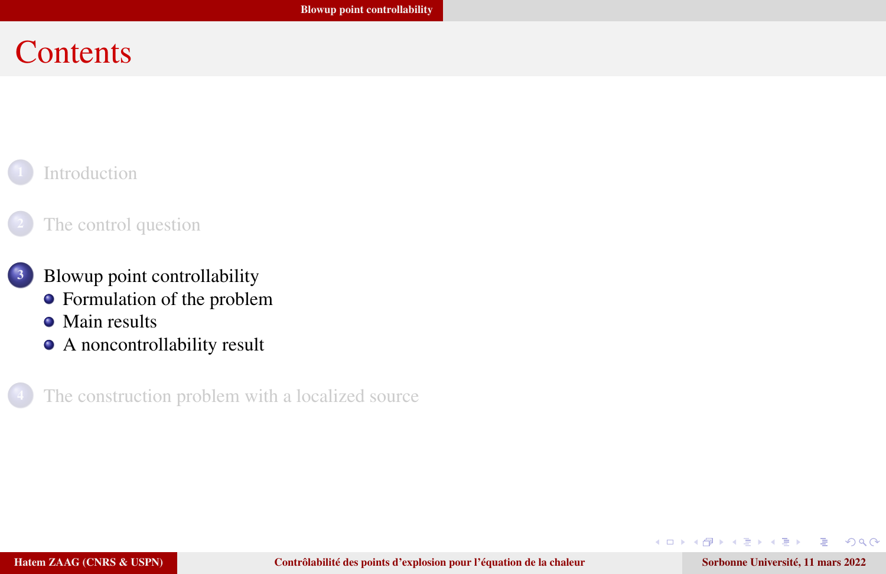# Contents

1. Introduction
2. The control question
3. Blowup point controllability
   - Formulation of the problem
   - Main results
   - A noncontrollability result
4. The construction problem with a localized source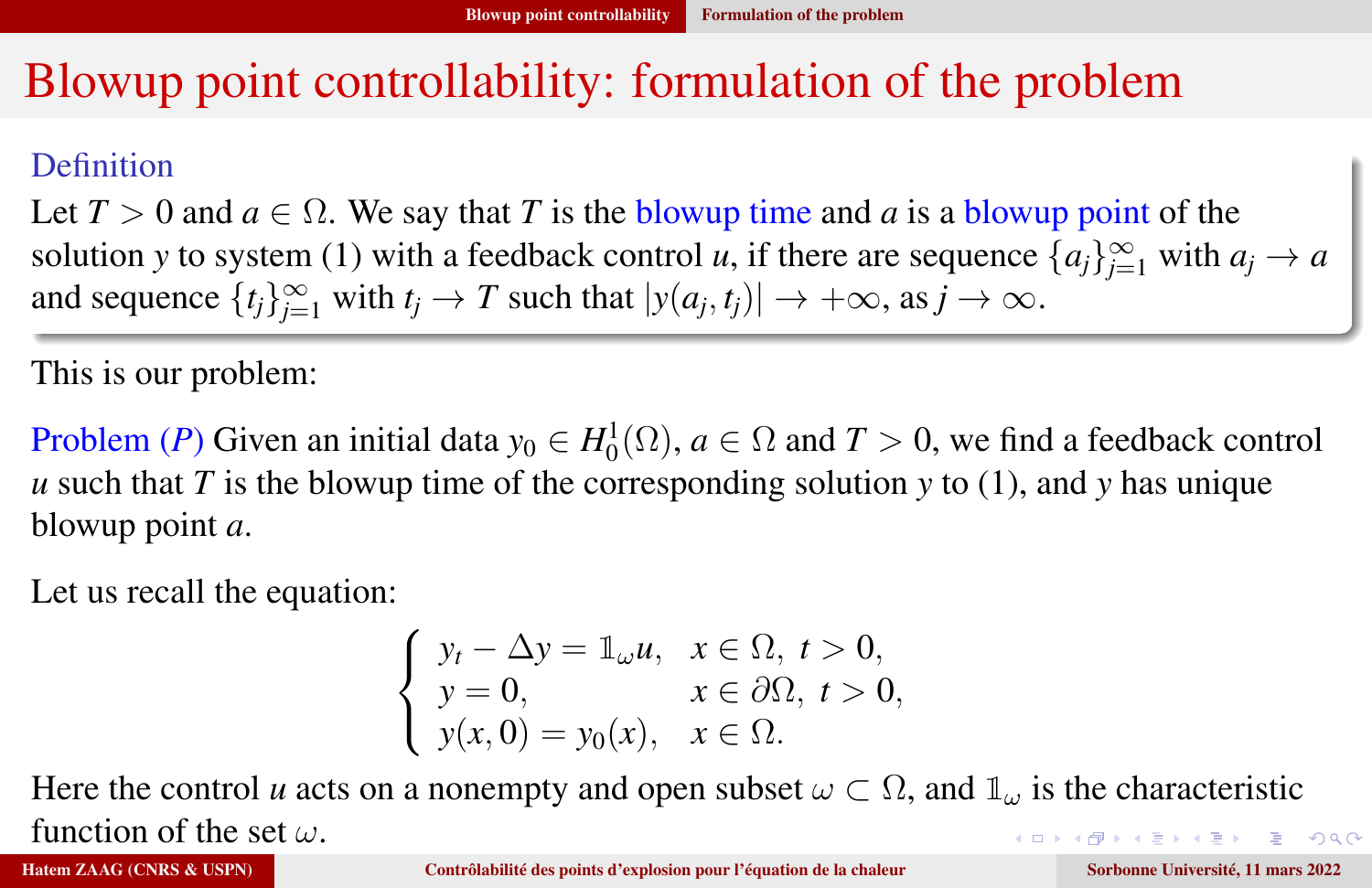# Blowup point controllability: formulation of the problem

**Definition**

Let $T > 0$ and $a \in \Omega$. We say that $T$ is the blowup time and $a$ is a blowup point of the solution $y$ to system (1) with a feedback control $u$, if there are sequence $\{a_j\}_{j=1}^{\infty}$ with $a_j \to a$ and sequence $\{t_j\}_{j=1}^{\infty}$ with $t_j \to T$ such that $|y(a_j, t_j)| \to +\infty$, as $j \to \infty$.

This is our problem:

**Problem ($P$)** Given an initial data $y_0 \in H_0^1(\Omega)$, $a \in \Omega$ and $T > 0$, we find a feedback control $u$ such that $T$ is the blowup time of the corresponding solution $y$ to (1), and $y$ has unique blowup point $a$.

Let us recall the equation:

$$
\begin{cases}
y_t - \Delta y = \mathbb{1}_\omega u, & x \in \Omega, \ t > 0, \\
y = 0, & x \in \partial\Omega, \ t > 0, \\
y(x,0) = y_0(x), & x \in \Omega.
\end{cases}
$$

Here the control $u$ acts on a nonempty and open subset $\omega \subset \Omega$, and $\mathbb{1}_\omega$ is the characteristic function of the set $\omega$.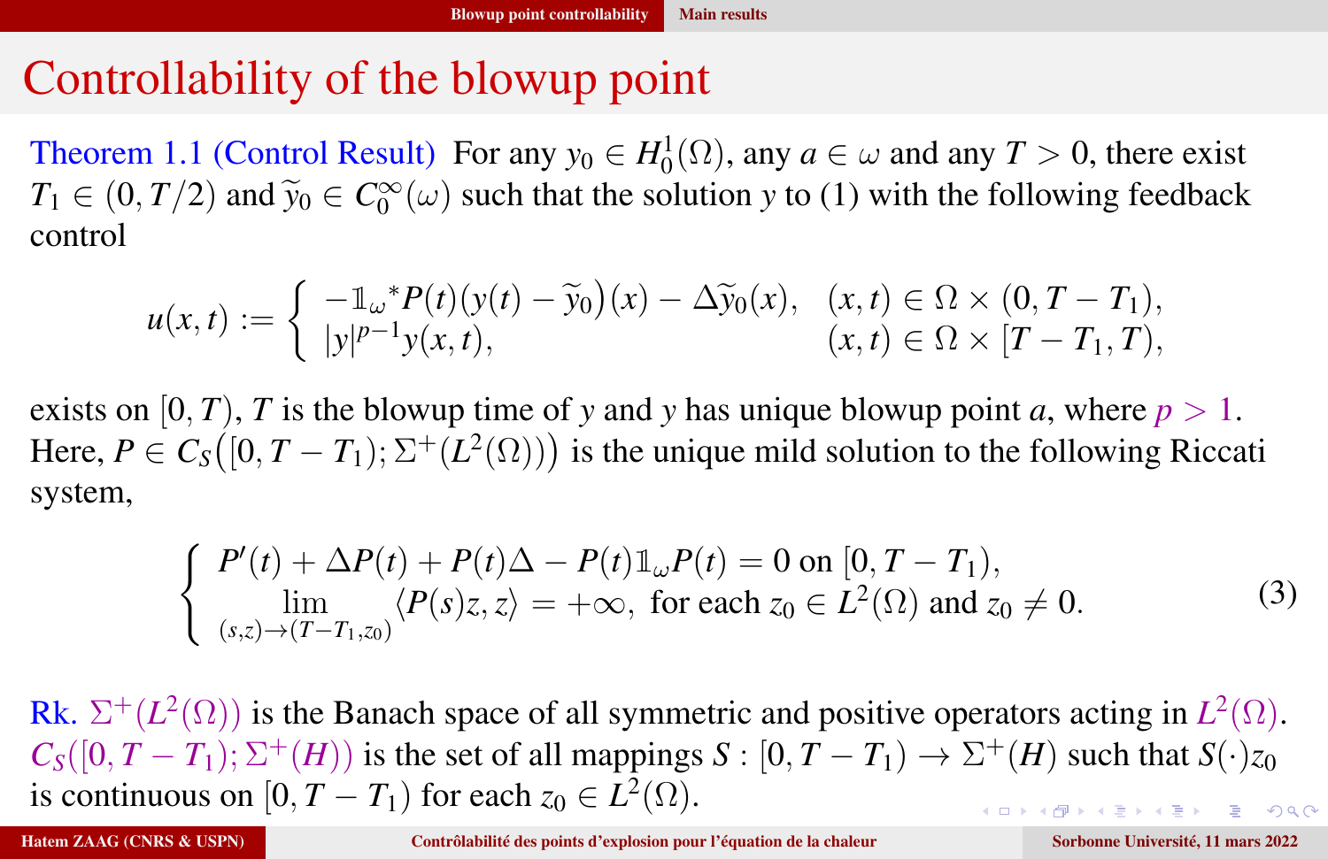# Controllability of the blowup point

**Theorem 1.1 (Control Result)** For any $y_0 \in H_0^1(\Omega)$, any $a \in \omega$ and any $T > 0$, there exist $T_1 \in (0, T/2)$ and $\widetilde{y}_0 \in C_0^\infty(\omega)$ such that the solution $y$ to (1) with the following feedback control

$$
u(x,t) := \begin{cases} -\mathbb{1}_\omega{}^* P(t)\big(y(t) - \widetilde{y}_0\big)(x) - \Delta \widetilde{y}_0(x), & (x,t) \in \Omega \times (0, T - T_1), \\ |y|^{p-1} y(x,t), & (x,t) \in \Omega \times [T - T_1, T), \end{cases}
$$

exists on $[0, T)$, $T$ is the blowup time of $y$ and $y$ has unique blowup point $a$, where $p > 1$. Here, $P \in C_S\big([0, T - T_1); \Sigma^+(L^2(\Omega))\big)$ is the unique mild solution to the following Riccati system,

$$
\begin{cases} P'(t) + \Delta P(t) + P(t)\Delta - P(t)\mathbb{1}_\omega P(t) = 0 \text{ on } [0, T - T_1), \\ \displaystyle\lim_{(s,z) \to (T - T_1, z_0)} \langle P(s) z, z \rangle = +\infty, \text{ for each } z_0 \in L^2(\Omega) \text{ and } z_0 \neq 0. \end{cases} \tag{3}
$$

Rk. $\Sigma^+(L^2(\Omega))$ is the Banach space of all symmetric and positive operators acting in $L^2(\Omega)$. $C_S([0, T - T_1); \Sigma^+(H))$ is the set of all mappings $S : [0, T - T_1) \to \Sigma^+(H)$ such that $S(\cdot) z_0$ is continuous on $[0, T - T_1)$ for each $z_0 \in L^2(\Omega)$.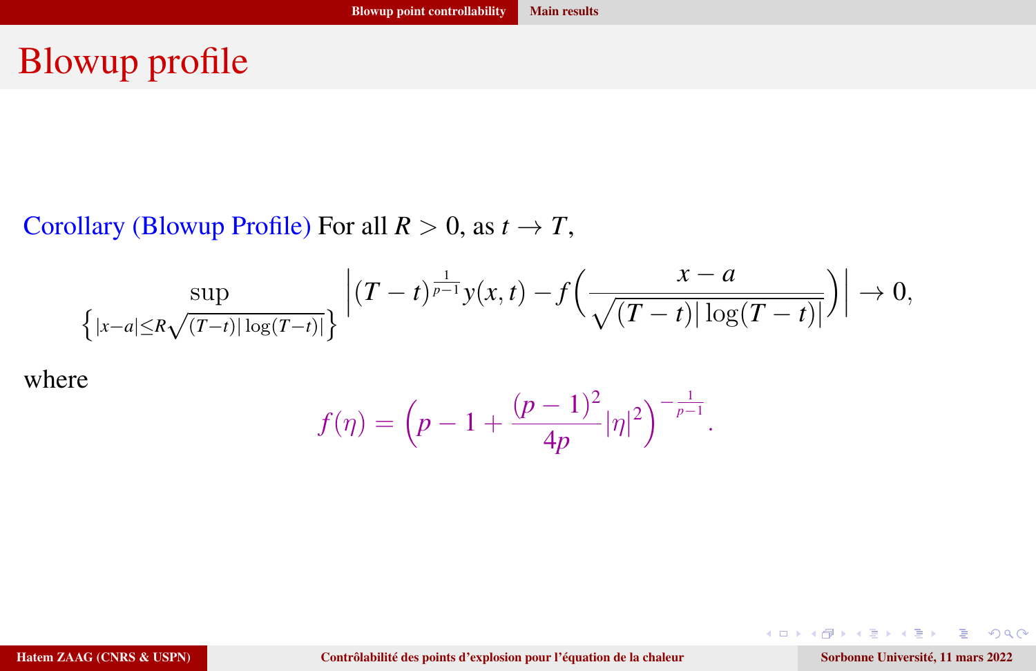# Blowup profile

Corollary (Blowup Profile) For all $R > 0$, as $t \to T$,

$$\sup_{\left\{|x-a| \le R\sqrt{(T-t)|\log(T-t)|}\right\}} \left| (T-t)^{\frac{1}{p-1}} y(x,t) - f\left( \frac{x-a}{\sqrt{(T-t)|\log(T-t)|}} \right) \right| \to 0,$$

where

$$f(\eta) = \left( p - 1 + \frac{(p-1)^2}{4p} |\eta|^2 \right)^{-\frac{1}{p-1}}.$$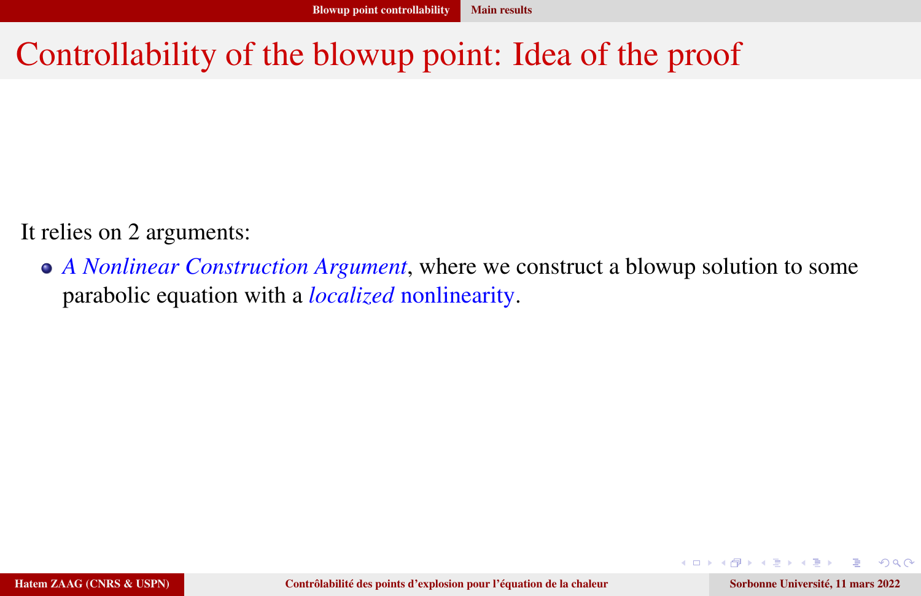# Controllability of the blowup point: Idea of the proof

It relies on 2 arguments:

- *A Nonlinear Construction Argument*, where we construct a blowup solution to some parabolic equation with a *localized* nonlinearity.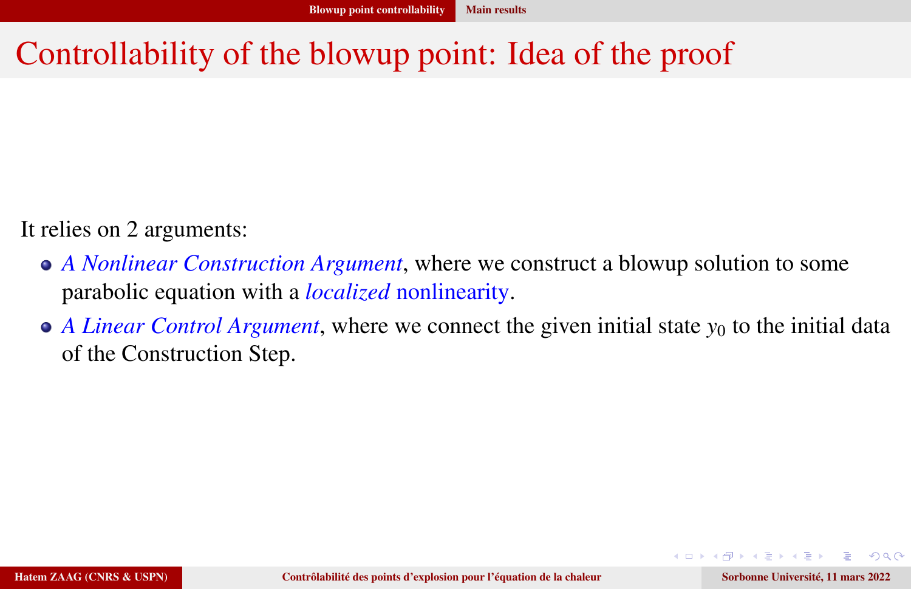# Controllability of the blowup point: Idea of the proof

It relies on 2 arguments:

- *A Nonlinear Construction Argument*, where we construct a blowup solution to some parabolic equation with a *localized* nonlinearity.
- *A Linear Control Argument*, where we connect the given initial state $y_0$ to the initial data of the Construction Step.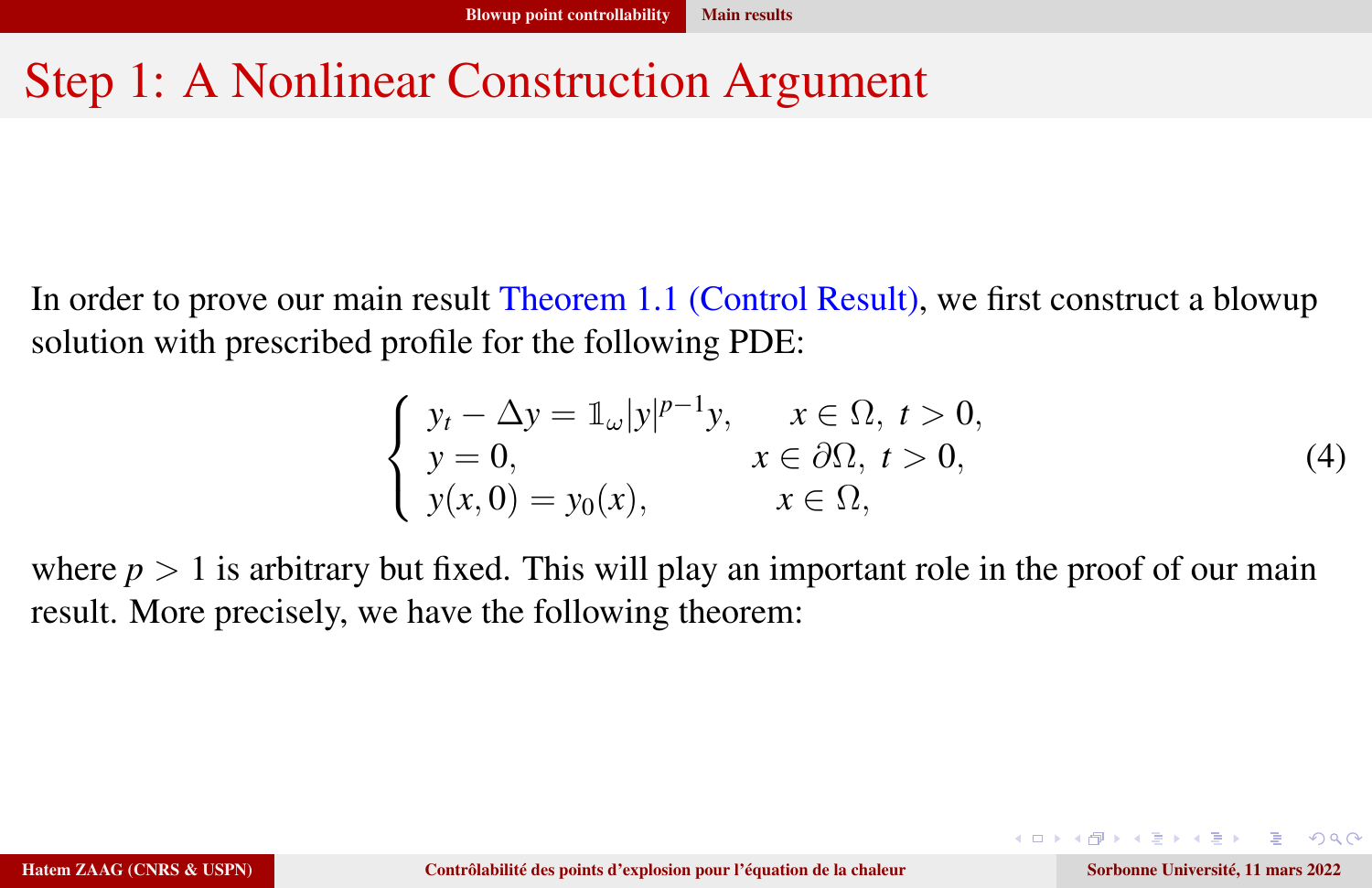# Step 1: A Nonlinear Construction Argument

In order to prove our main result Theorem 1.1 (Control Result), we first construct a blowup solution with prescribed profile for the following PDE:

$$
\begin{cases}
y_t - \Delta y = \mathbb{1}_\omega |y|^{p-1} y, & x \in \Omega,\ t > 0, \\
y = 0, & x \in \partial\Omega,\ t > 0, \\
y(x,0) = y_0(x), & x \in \Omega,
\end{cases}
\tag{4}
$$

where $p > 1$ is arbitrary but fixed. This will play an important role in the proof of our main result. More precisely, we have the following theorem: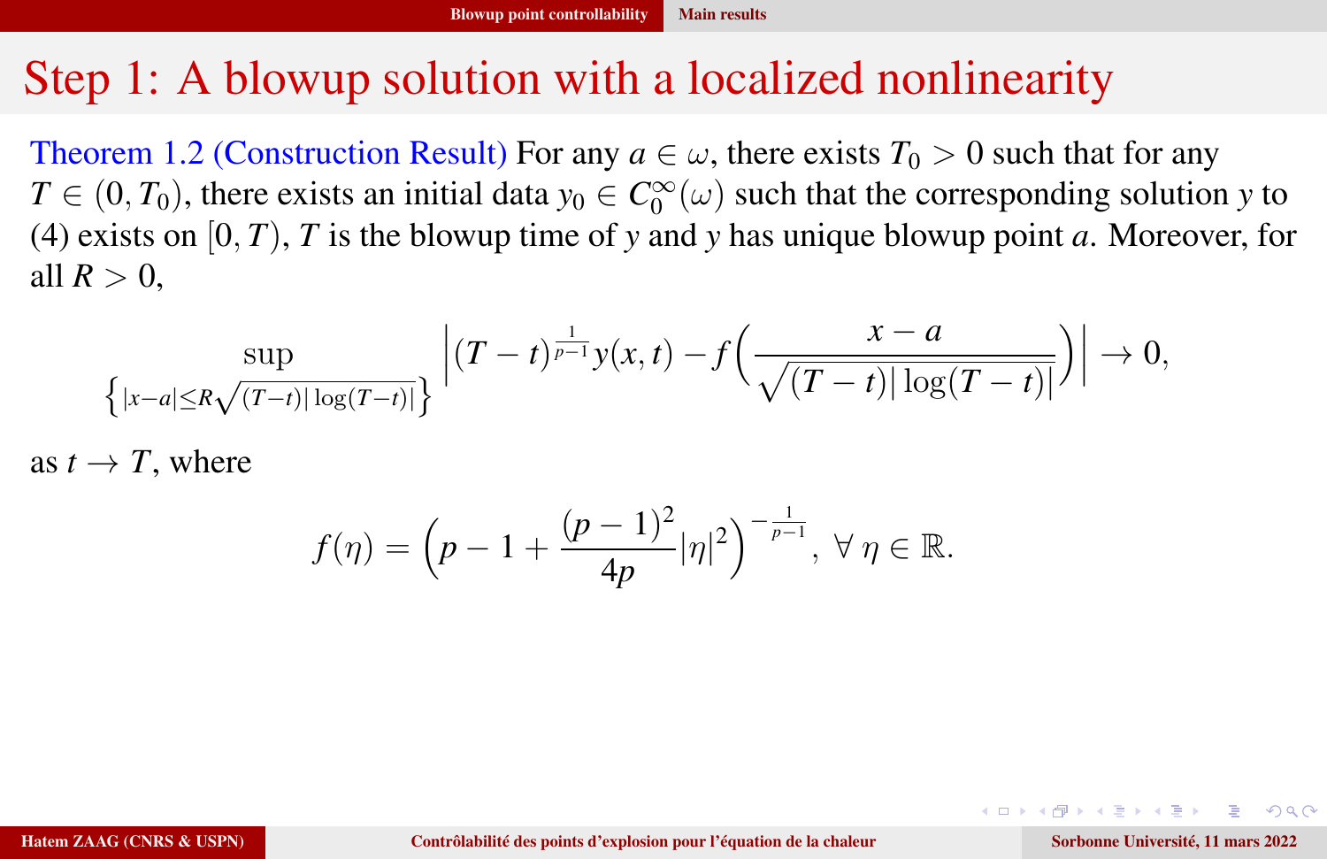# Step 1: A blowup solution with a localized nonlinearity

**Theorem 1.2 (Construction Result)** For any $a \in \omega$, there exists $T_0 > 0$ such that for any $T \in (0, T_0)$, there exists an initial data $y_0 \in C_0^\infty(\omega)$ such that the corresponding solution $y$ to (4) exists on $[0, T)$, $T$ is the blowup time of $y$ and $y$ has unique blowup point $a$. Moreover, for all $R > 0$,

$$\sup_{\left\{|x-a| \leq R\sqrt{(T-t)|\log(T-t)|}\right\}} \left| (T-t)^{\frac{1}{p-1}} y(x,t) - f\left( \frac{x-a}{\sqrt{(T-t)|\log(T-t)|}} \right) \right| \to 0,$$

as $t \to T$, where

$$f(\eta) = \left( p - 1 + \frac{(p-1)^2}{4p} |\eta|^2 \right)^{-\frac{1}{p-1}}, \ \forall \, \eta \in \mathbb{R}.$$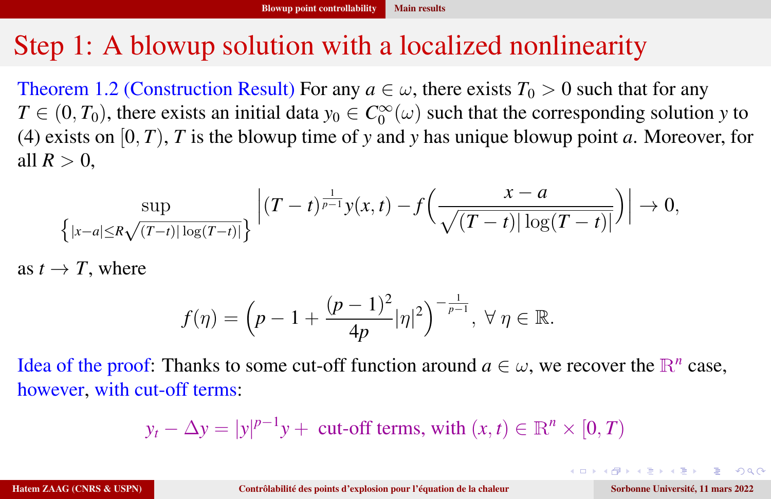# Step 1: A blowup solution with a localized nonlinearity

**Theorem 1.2 (Construction Result)** For any $a \in \omega$, there exists $T_0 > 0$ such that for any $T \in (0, T_0)$, there exists an initial data $y_0 \in C_0^\infty(\omega)$ such that the corresponding solution $y$ to (4) exists on $[0, T)$, $T$ is the blowup time of $y$ and $y$ has unique blowup point $a$. Moreover, for all $R > 0$,

$$\sup_{\left\{|x-a| \le R\sqrt{(T-t)|\log(T-t)|}\right\}} \left| (T-t)^{\frac{1}{p-1}} y(x,t) - f\left( \frac{x-a}{\sqrt{(T-t)|\log(T-t)|}} \right) \right| \to 0,$$

as $t \to T$, where

$$f(\eta) = \left( p - 1 + \frac{(p-1)^2}{4p} |\eta|^2 \right)^{-\frac{1}{p-1}}, \ \forall \ \eta \in \mathbb{R}.$$

Idea of the proof: Thanks to some cut-off function around $a \in \omega$, we recover the $\mathbb{R}^n$ case, however, with cut-off terms:

$$y_t - \Delta y = |y|^{p-1} y + \text{ cut-off terms, with } (x,t) \in \mathbb{R}^n \times [0, T)$$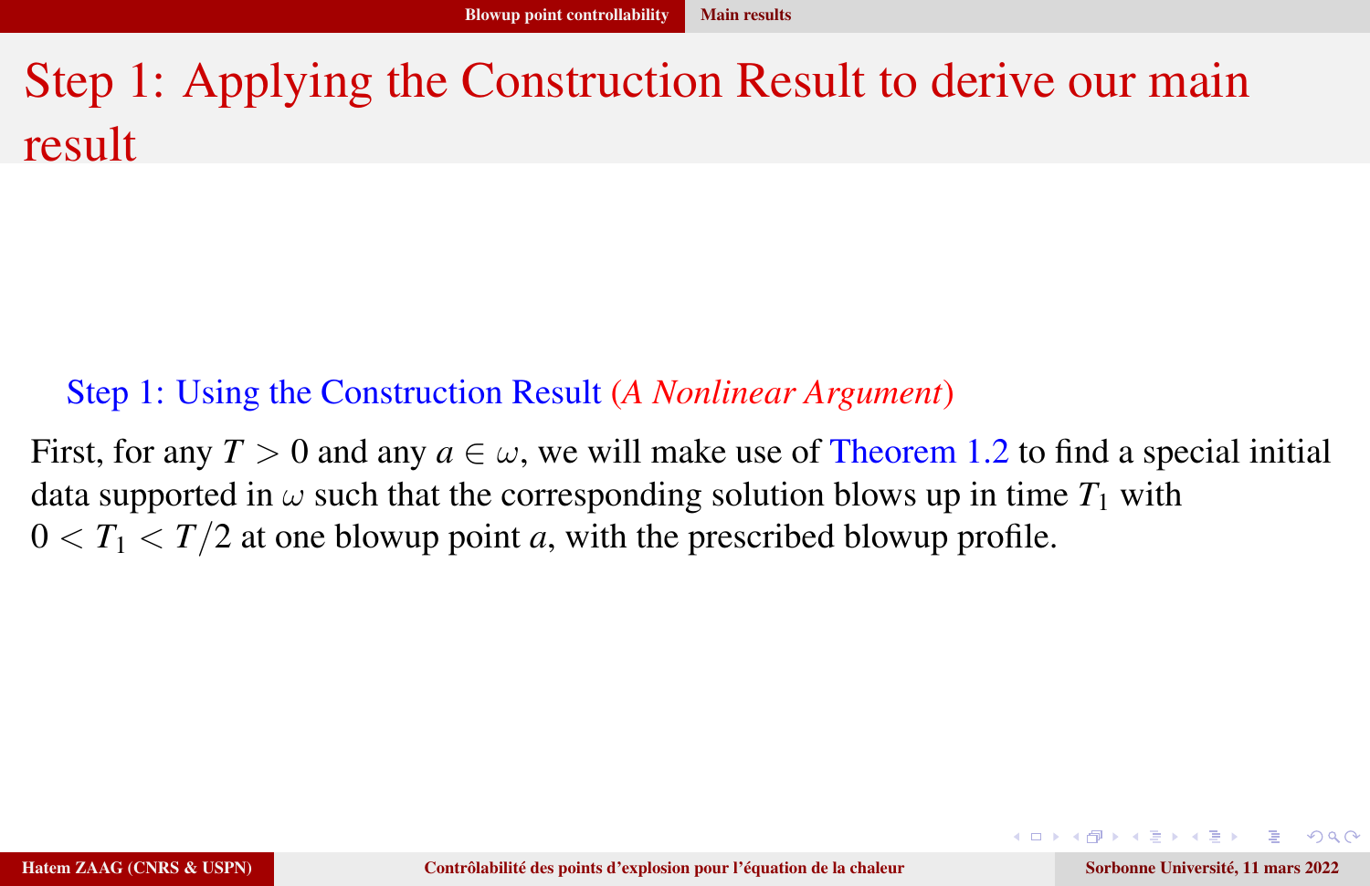# Step 1: Applying the Construction Result to derive our main result

**Step 1: Using the Construction Result** (*A Nonlinear Argument*)

First, for any $T > 0$ and any $a \in \omega$, we will make use of Theorem 1.2 to find a special initial data supported in $\omega$ such that the corresponding solution blows up in time $T_1$ with $0 < T_1 < T/2$ at one blowup point $a$, with the prescribed blowup profile.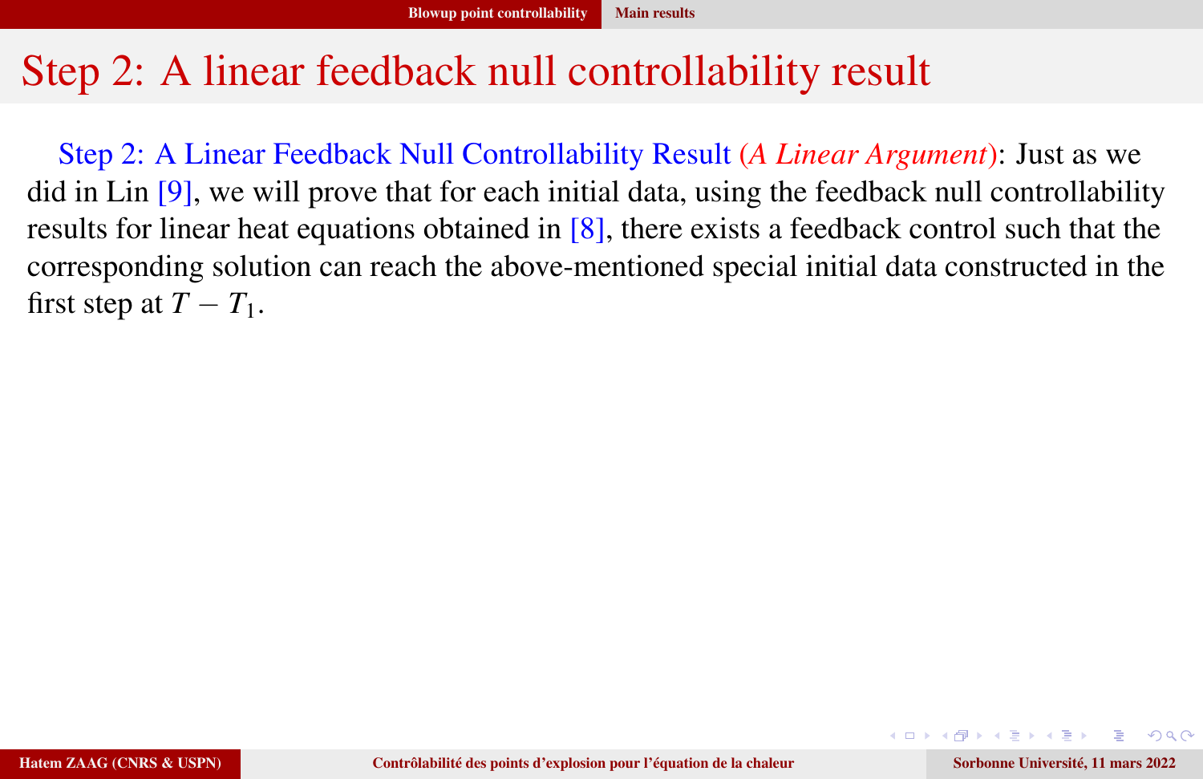# Step 2: A linear feedback null controllability result

Step 2: A Linear Feedback Null Controllability Result (*A Linear Argument*): Just as we did in Lin [9], we will prove that for each initial data, using the feedback null controllability results for linear heat equations obtained in [8], there exists a feedback control such that the corresponding solution can reach the above-mentioned special initial data constructed in the first step at $T - T_1$.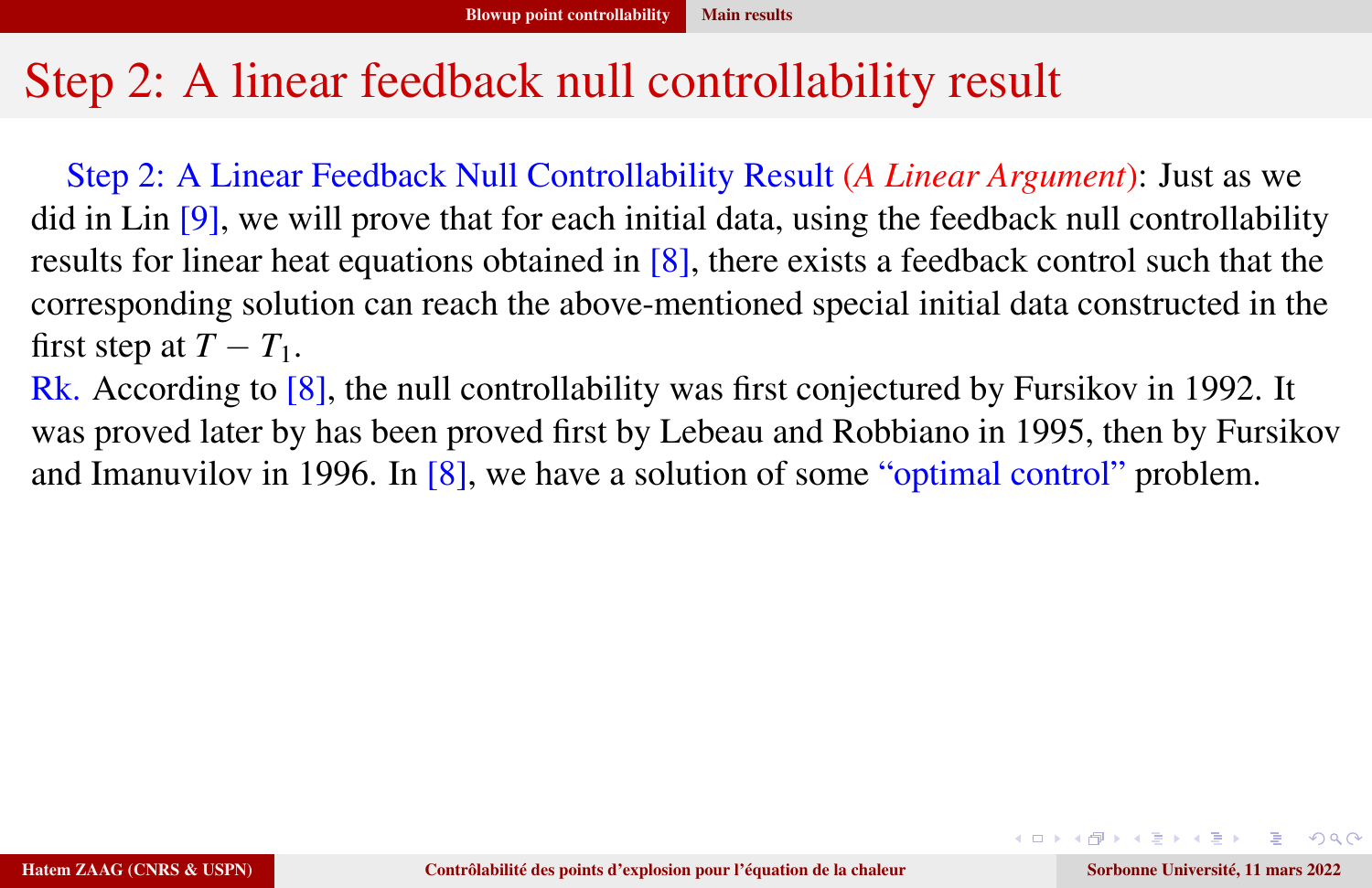# Step 2: A linear feedback null controllability result

Step 2: A Linear Feedback Null Controllability Result (*A Linear Argument*): Just as we did in Lin [9], we will prove that for each initial data, using the feedback null controllability results for linear heat equations obtained in [8], there exists a feedback control such that the corresponding solution can reach the above-mentioned special initial data constructed in the first step at $T - T_1$.

Rk. According to [8], the null controllability was first conjectured by Fursikov in 1992. It was proved later by has been proved first by Lebeau and Robbiano in 1995, then by Fursikov and Imanuvilov in 1996. In [8], we have a solution of some "optimal control" problem.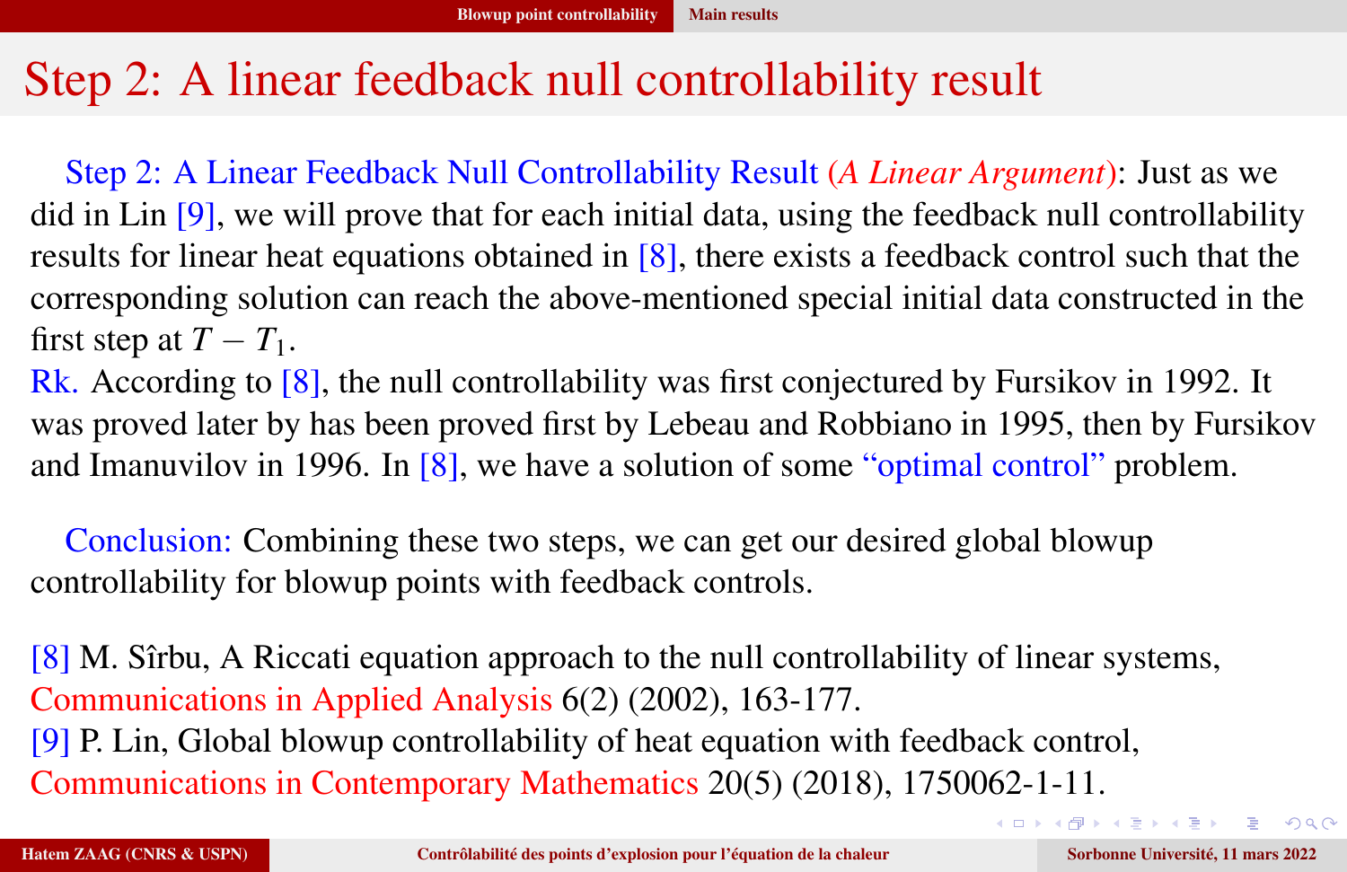# Step 2: A linear feedback null controllability result

Step 2: A Linear Feedback Null Controllability Result (*A Linear Argument*): Just as we did in Lin [9], we will prove that for each initial data, using the feedback null controllability results for linear heat equations obtained in [8], there exists a feedback control such that the corresponding solution can reach the above-mentioned special initial data constructed in the first step at $T - T_1$.

Rk. According to [8], the null controllability was first conjectured by Fursikov in 1992. It was proved later by has been proved first by Lebeau and Robbiano in 1995, then by Fursikov and Imanuvilov in 1996. In [8], we have a solution of some "optimal control" problem.

Conclusion: Combining these two steps, we can get our desired global blowup controllability for blowup points with feedback controls.

[8] M. Sîrbu, A Riccati equation approach to the null controllability of linear systems, Communications in Applied Analysis 6(2) (2002), 163-177.

[9] P. Lin, Global blowup controllability of heat equation with feedback control, Communications in Contemporary Mathematics 20(5) (2018), 1750062-1-11.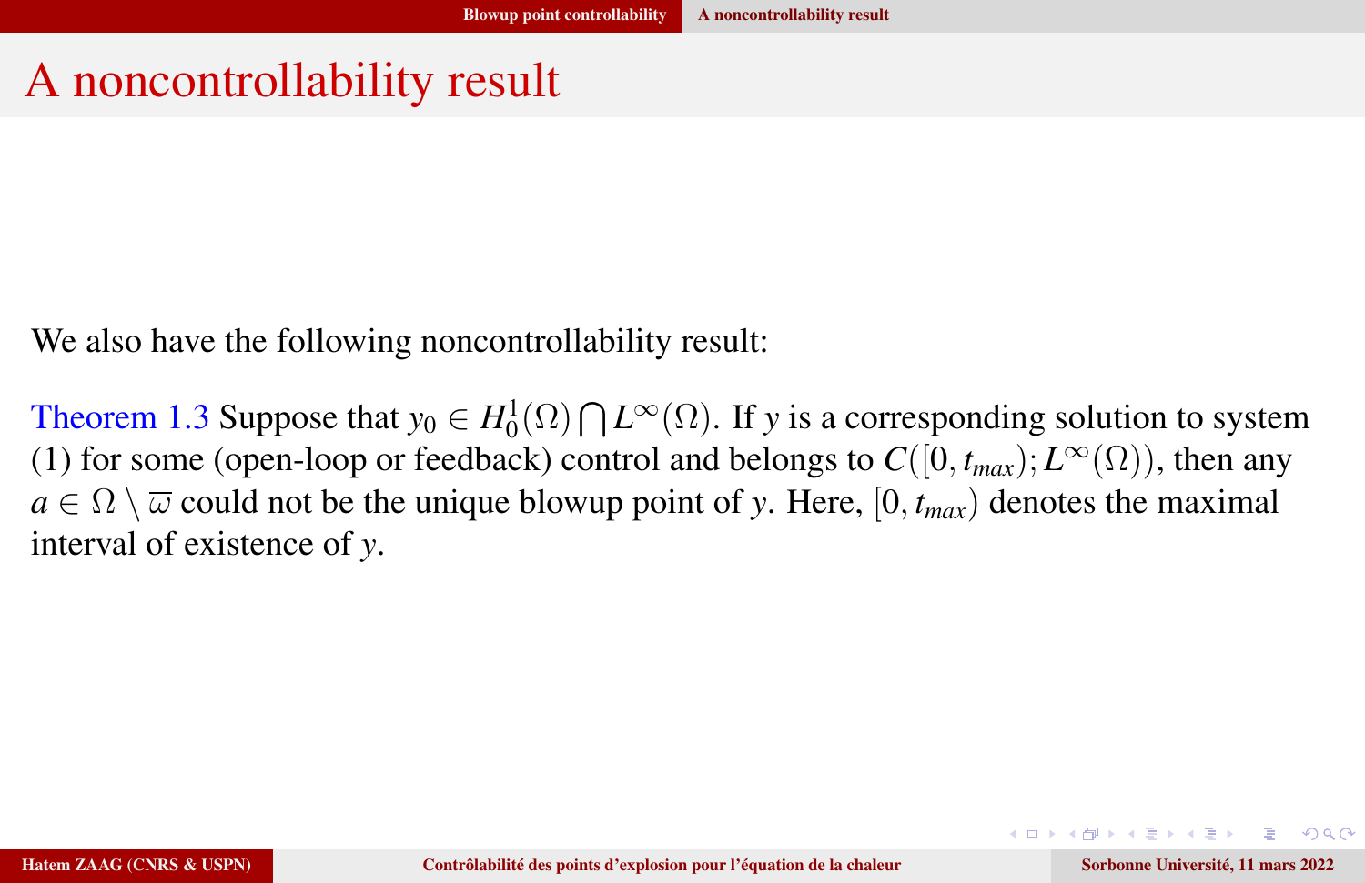# A noncontrollability result

We also have the following noncontrollability result:

Theorem 1.3 Suppose that $y_0 \in H_0^1(\Omega) \bigcap L^\infty(\Omega)$. If $y$ is a corresponding solution to system (1) for some (open-loop or feedback) control and belongs to $C([0, t_{max}); L^\infty(\Omega))$, then any $a \in \Omega \setminus \overline{\omega}$ could not be the unique blowup point of $y$. Here, $[0, t_{max})$ denotes the maximal interval of existence of $y$.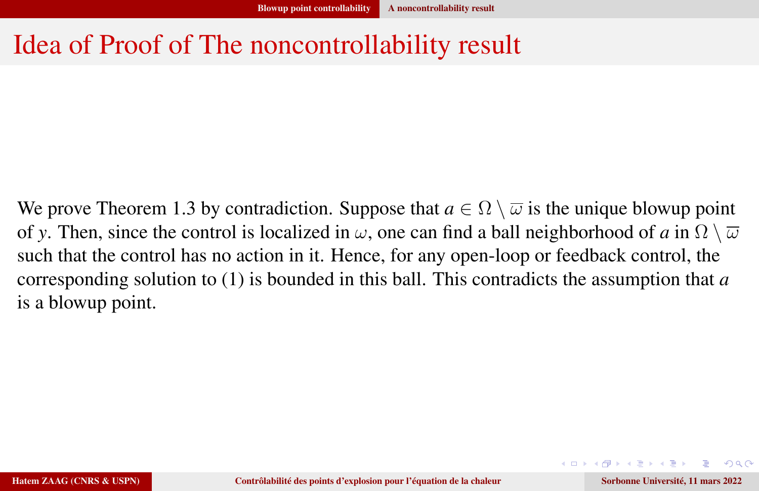# Idea of Proof of The noncontrollability result

We prove Theorem 1.3 by contradiction. Suppose that $a \in \Omega \setminus \overline{\omega}$ is the unique blowup point of $y$. Then, since the control is localized in $\omega$, one can find a ball neighborhood of $a$ in $\Omega \setminus \overline{\omega}$ such that the control has no action in it. Hence, for any open-loop or feedback control, the corresponding solution to (1) is bounded in this ball. This contradicts the assumption that $a$ is a blowup point.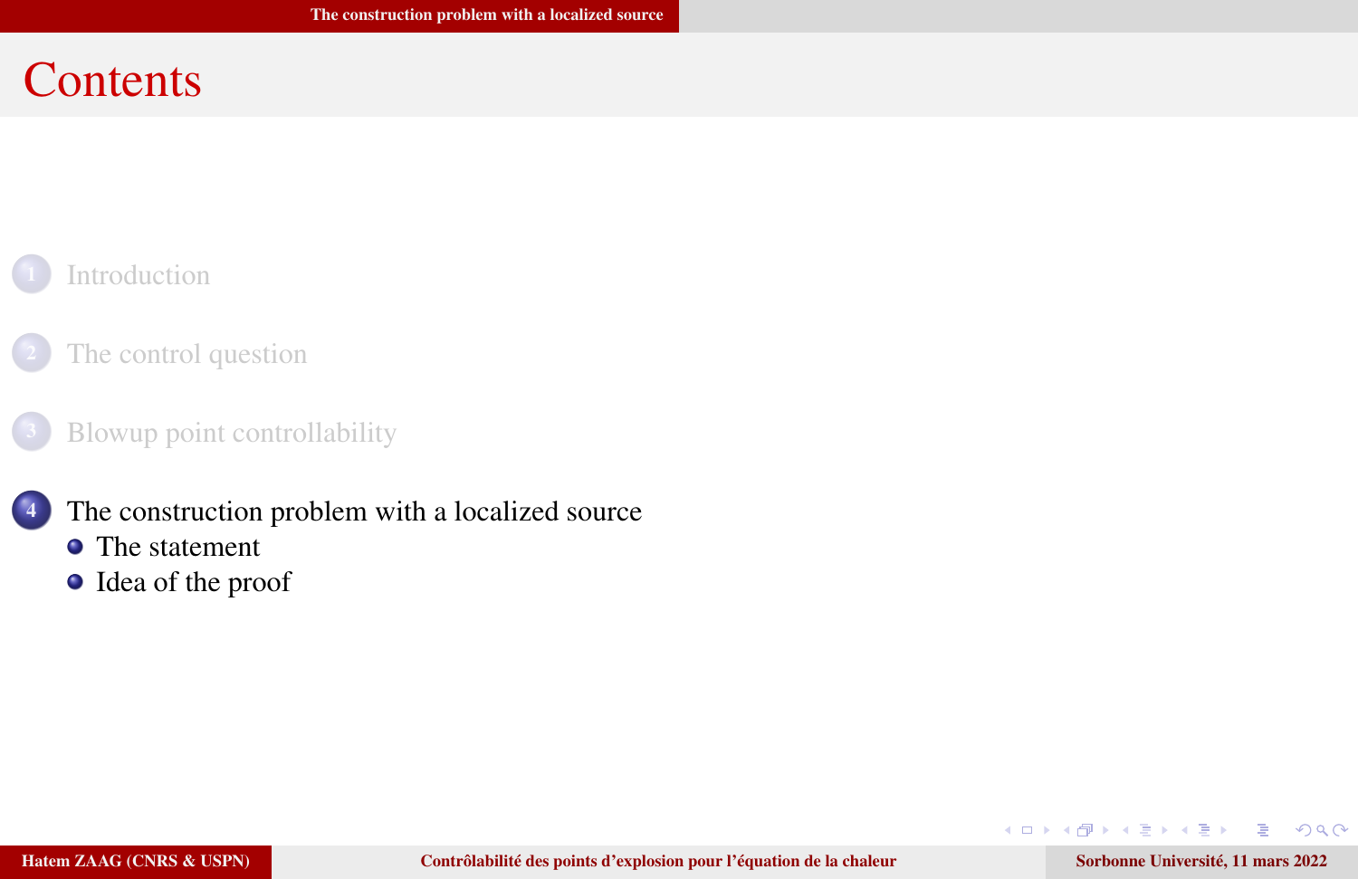# Contents

1. Introduction
2. The control question
3. Blowup point controllability
4. The construction problem with a localized source
   - The statement
   - Idea of the proof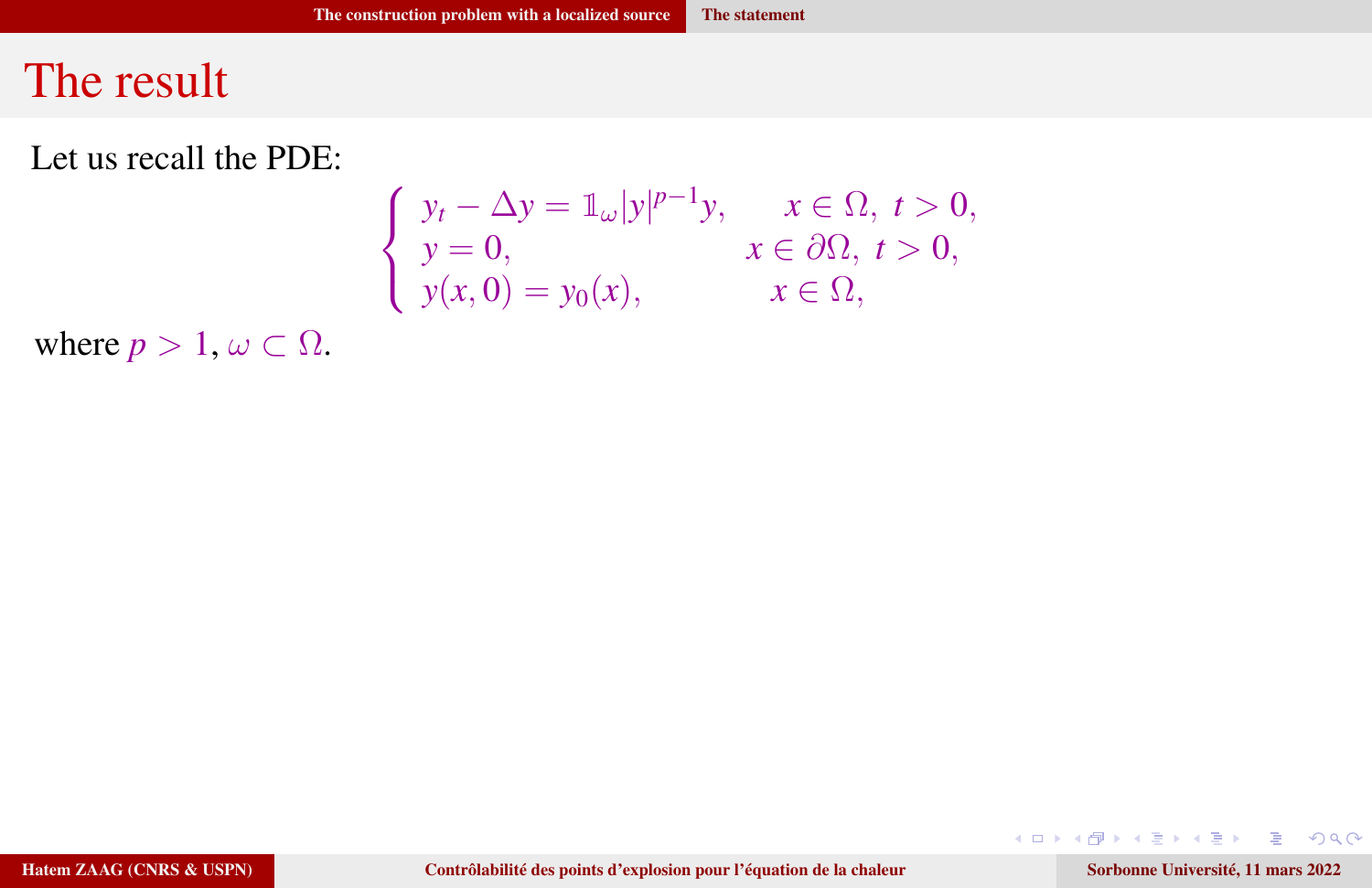# The result

Let us recall the PDE:

$$
\begin{cases}
y_t - \Delta y = \mathbb{1}_\omega |y|^{p-1} y, & x \in \Omega,\ t > 0, \\
y = 0, & x \in \partial\Omega,\ t > 0, \\
y(x,0) = y_0(x), & x \in \Omega,
\end{cases}
$$

where $p > 1$, $\omega \subset \Omega$.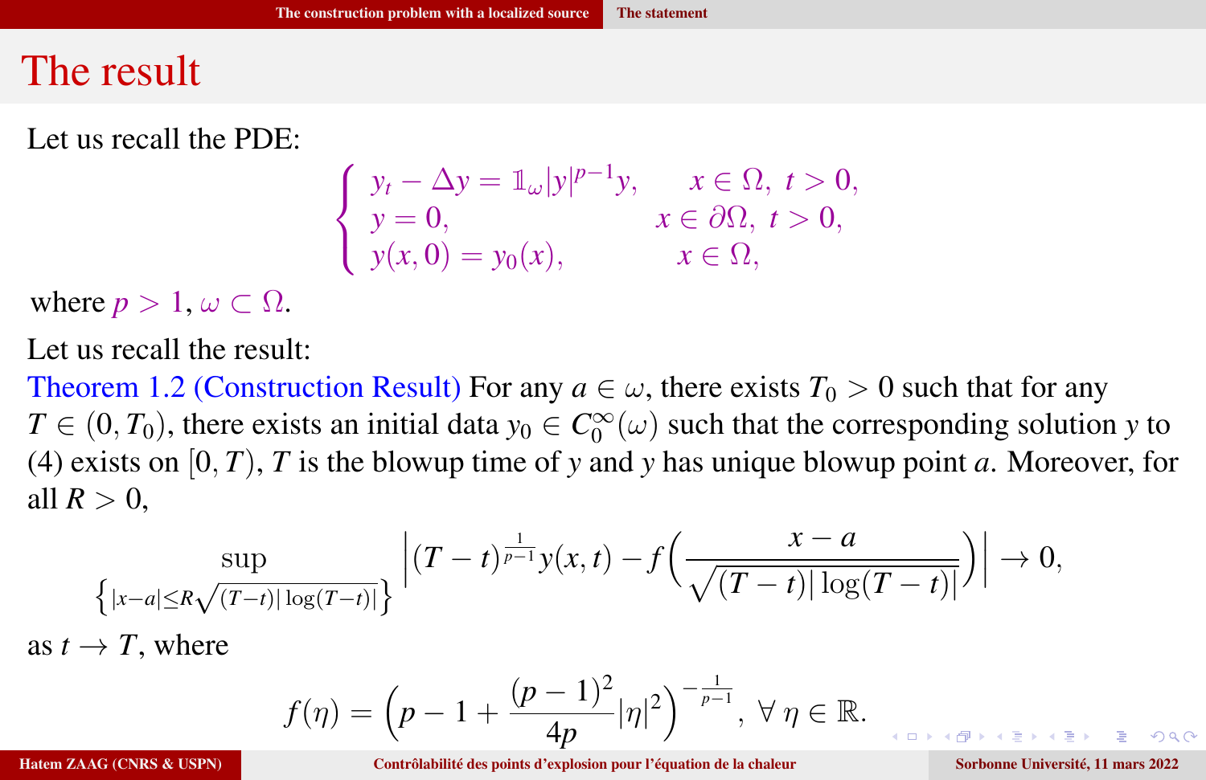# The result

Let us recall the PDE:

$$
\begin{cases}
y_t - \Delta y = \mathbb{1}_\omega |y|^{p-1} y, & x \in \Omega,\ t > 0, \\
y = 0, & x \in \partial\Omega,\ t > 0, \\
y(x,0) = y_0(x), & x \in \Omega,
\end{cases}
$$

where $p > 1$, $\omega \subset \Omega$.

Let us recall the result:

**Theorem 1.2 (Construction Result)** For any $a \in \omega$, there exists $T_0 > 0$ such that for any $T \in (0, T_0)$, there exists an initial data $y_0 \in C_0^\infty(\omega)$ such that the corresponding solution $y$ to (4) exists on $[0,T)$, $T$ is the blowup time of $y$ and $y$ has unique blowup point $a$. Moreover, for all $R > 0$,

$$
\sup_{\left\{|x-a| \le R\sqrt{(T-t)|\log(T-t)|}\right\}} \left| (T-t)^{\frac{1}{p-1}} y(x,t) - f\left( \frac{x-a}{\sqrt{(T-t)|\log(T-t)|}} \right) \right| \to 0,
$$

as $t \to T$, where

$$
f(\eta) = \left( p - 1 + \frac{(p-1)^2}{4p} |\eta|^2 \right)^{-\frac{1}{p-1}},\ \forall\, \eta \in \mathbb{R}.
$$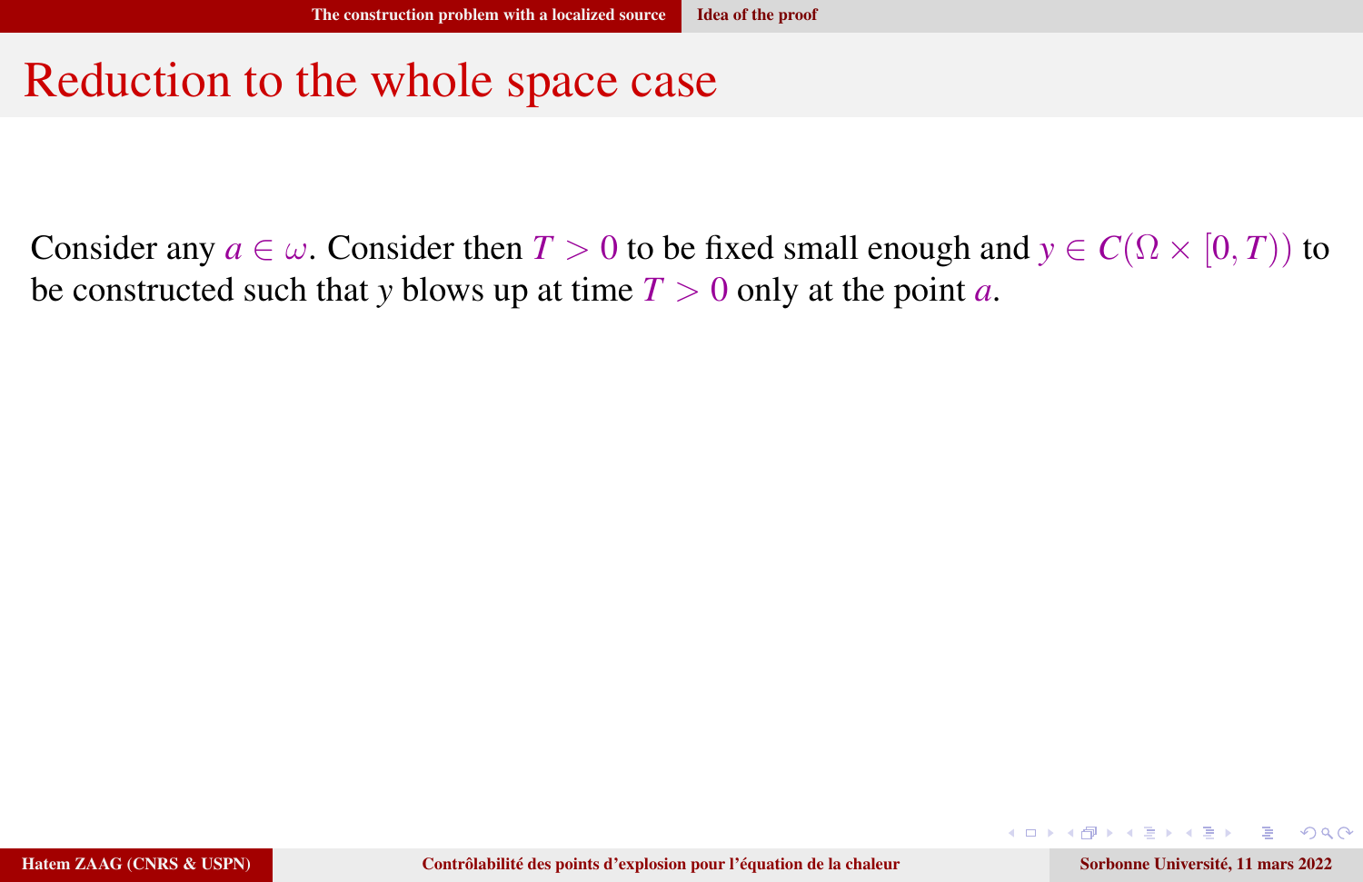# Reduction to the whole space case

Consider any $a \in \omega$. Consider then $T > 0$ to be fixed small enough and $y \in C(\Omega \times [0, T))$ to be constructed such that $y$ blows up at time $T > 0$ only at the point $a$.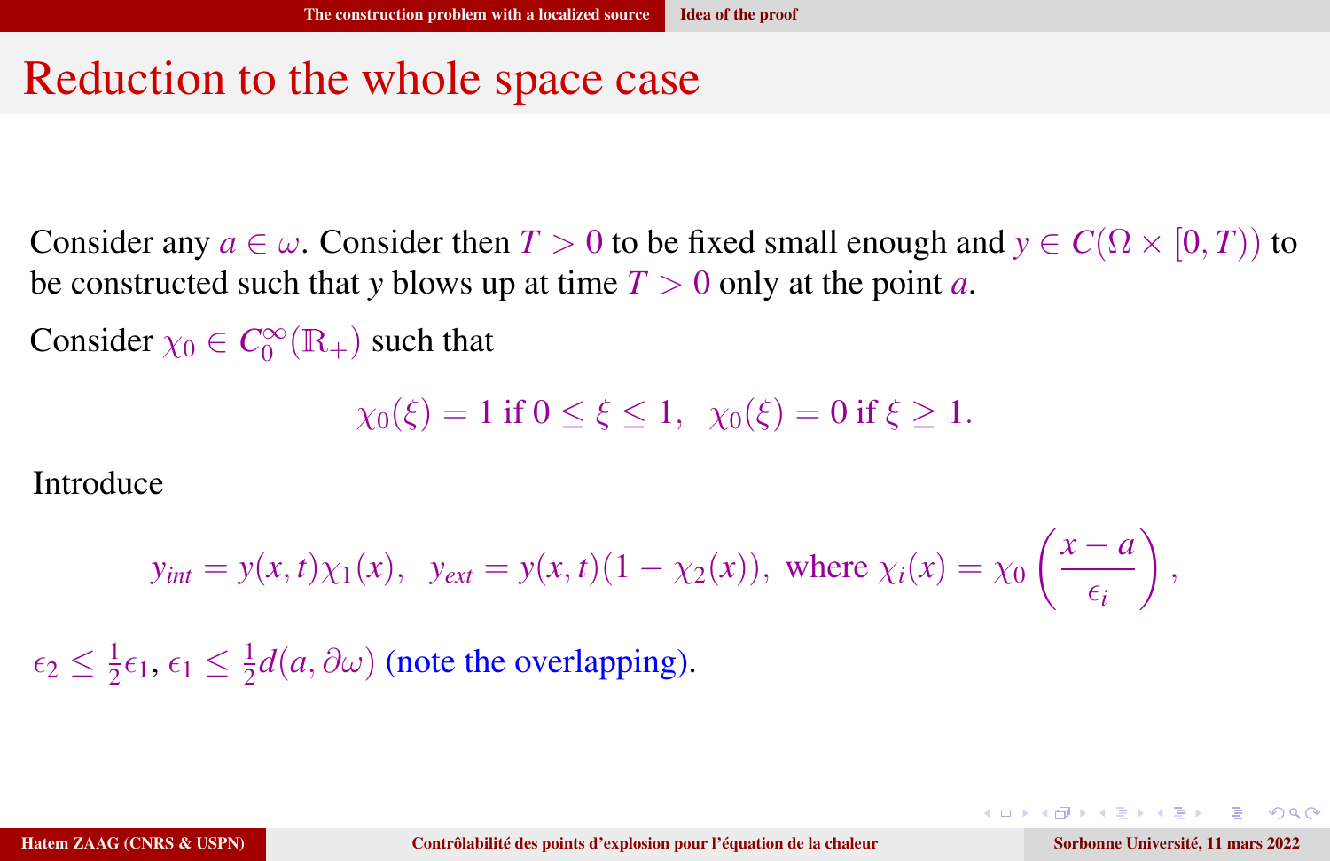# Reduction to the whole space case

Consider any $a \in \omega$. Consider then $T > 0$ to be fixed small enough and $y \in C(\Omega \times [0, T))$ to be constructed such that $y$ blows up at time $T > 0$ only at the point $a$.

Consider $\chi_0 \in C_0^\infty(\mathbb{R}_+)$ such that

$$\chi_0(\xi) = 1 \text{ if } 0 \leq \xi \leq 1, \quad \chi_0(\xi) = 0 \text{ if } \xi \geq 1.$$

Introduce

$$y_{int} = y(x,t)\chi_1(x), \quad y_{ext} = y(x,t)(1 - \chi_2(x)), \text{ where } \chi_i(x) = \chi_0\left(\frac{x-a}{\epsilon_i}\right),$$

$\epsilon_2 \leq \frac{1}{2}\epsilon_1$, $\epsilon_1 \leq \frac{1}{2}d(a, \partial\omega)$ (note the overlapping).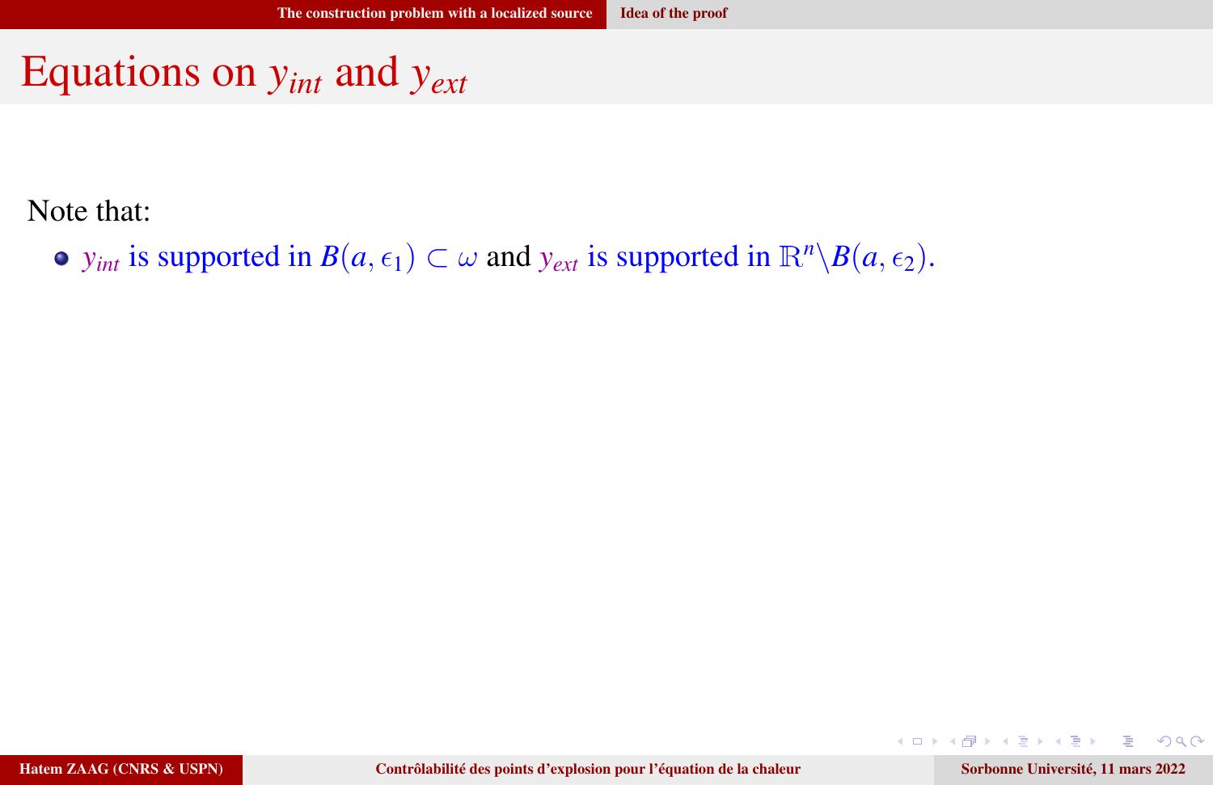# Equations on $y_{int}$ and $y_{ext}$

Note that:

- $y_{int}$ is supported in $B(a, \epsilon_1) \subset \omega$ and $y_{ext}$ is supported in $\mathbb{R}^n \backslash B(a, \epsilon_2)$.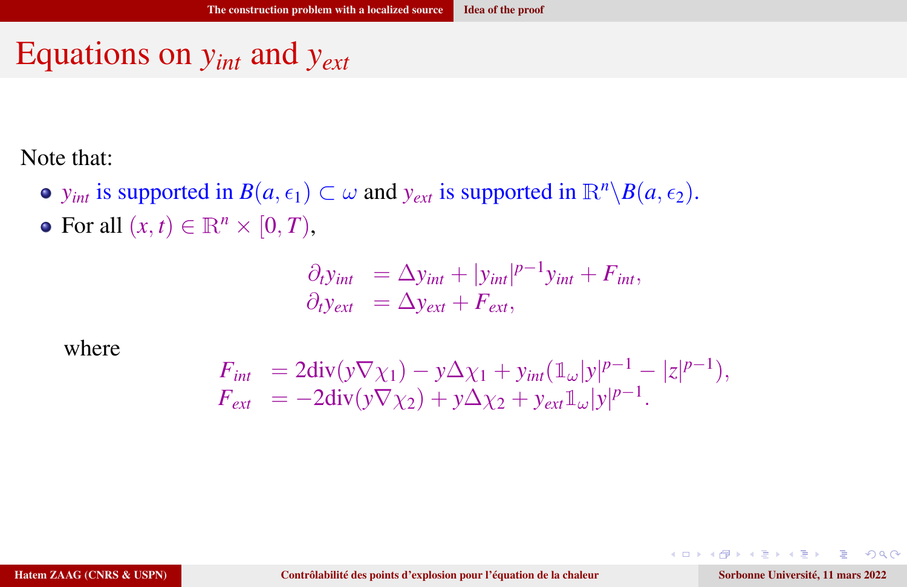# Equations on $y_{int}$ and $y_{ext}$

Note that:

- $y_{int}$ is supported in $B(a,\epsilon_1) \subset \omega$ and $y_{ext}$ is supported in $\mathbb{R}^n \backslash B(a,\epsilon_2)$.
- For all $(x,t) \in \mathbb{R}^n \times [0,T)$,

$$
\begin{aligned}
\partial_t y_{int} &= \Delta y_{int} + |y_{int}|^{p-1} y_{int} + F_{int}, \\
\partial_t y_{ext} &= \Delta y_{ext} + F_{ext},
\end{aligned}
$$

where

$$
\begin{aligned}
F_{int} &= 2\mathrm{div}(y \nabla \chi_1) - y \Delta \chi_1 + y_{int}(\mathbb{1}_\omega |y|^{p-1} - |z|^{p-1}), \\
F_{ext} &= -2\mathrm{div}(y \nabla \chi_2) + y \Delta \chi_2 + y_{ext} \mathbb{1}_\omega |y|^{p-1}.
\end{aligned}
$$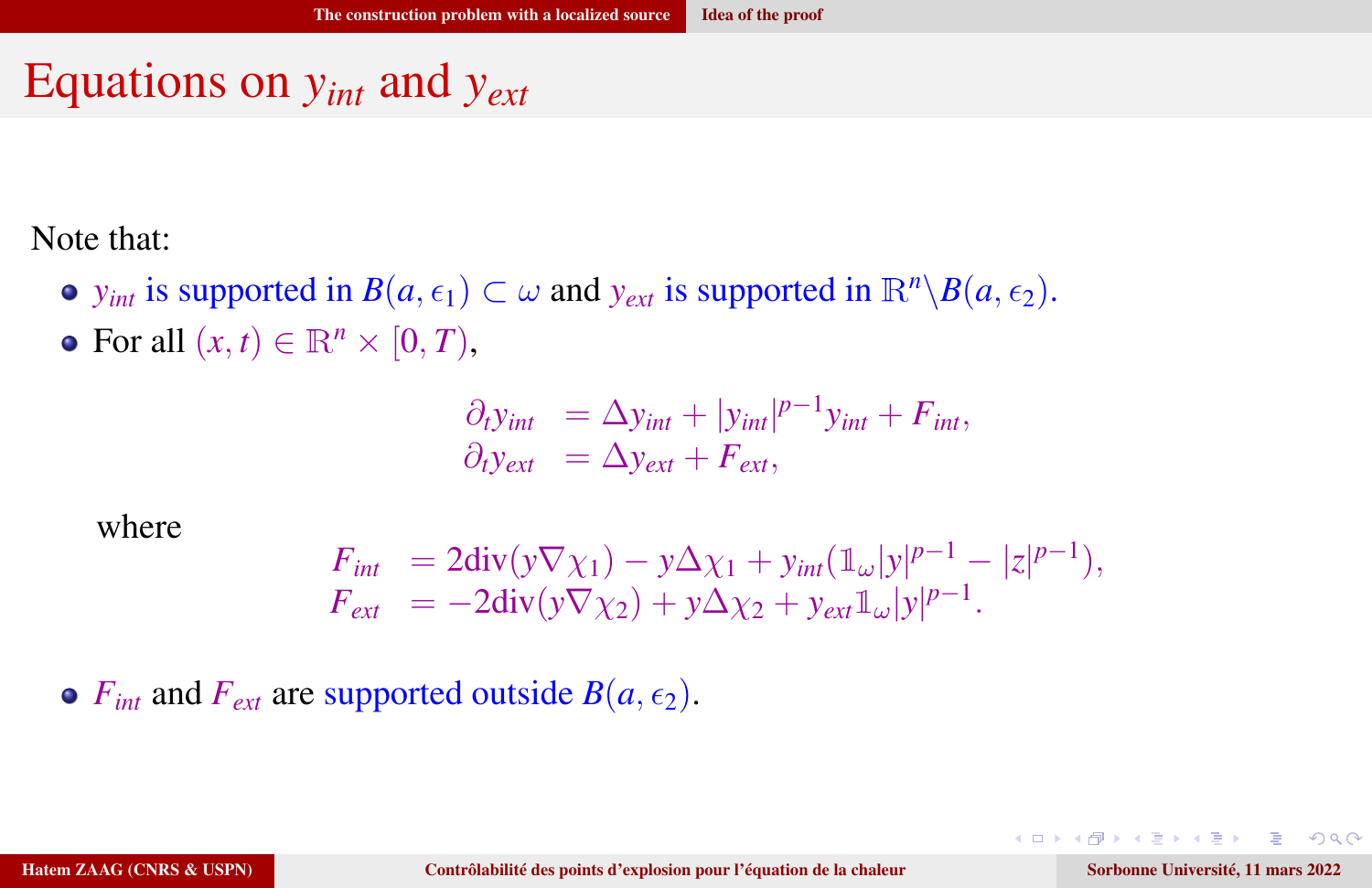# Equations on $y_{int}$ and $y_{ext}$

Note that:

- $y_{int}$ is supported in $B(a, \epsilon_1) \subset \omega$ and $y_{ext}$ is supported in $\mathbb{R}^n \backslash B(a, \epsilon_2)$.
- For all $(x,t) \in \mathbb{R}^n \times [0,T)$,

$$
\begin{aligned}
\partial_t y_{int} &= \Delta y_{int} + |y_{int}|^{p-1} y_{int} + F_{int}, \\
\partial_t y_{ext} &= \Delta y_{ext} + F_{ext},
\end{aligned}
$$

where

$$
\begin{aligned}
F_{int} &= 2\text{div}(y \nabla \chi_1) - y \Delta \chi_1 + y_{int}(\mathbb{1}_\omega |y|^{p-1} - |z|^{p-1}), \\
F_{ext} &= -2\text{div}(y \nabla \chi_2) + y \Delta \chi_2 + y_{ext} \mathbb{1}_\omega |y|^{p-1}.
\end{aligned}
$$

- $F_{int}$ and $F_{ext}$ are supported outside $B(a, \epsilon_2)$.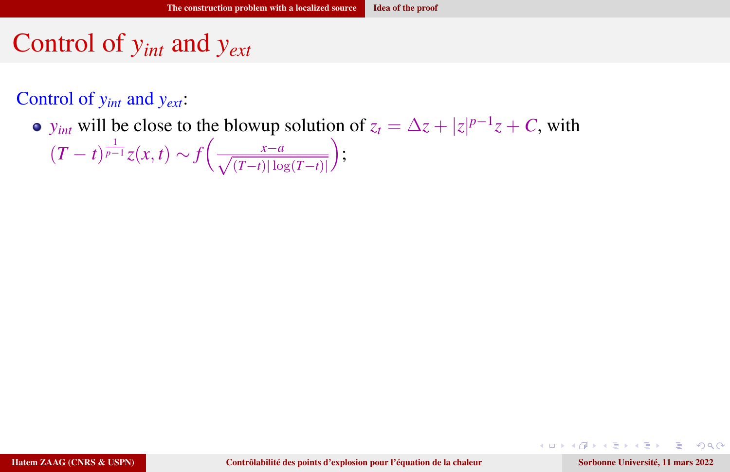# Control of $y_{int}$ and $y_{ext}$

Control of $y_{int}$ and $y_{ext}$:

- $y_{int}$ will be close to the blowup solution of $z_t = \Delta z + |z|^{p-1}z + C$, with $(T-t)^{\frac{1}{p-1}} z(x,t) \sim f\left(\frac{x-a}{\sqrt{(T-t)|\log(T-t)|}}\right)$;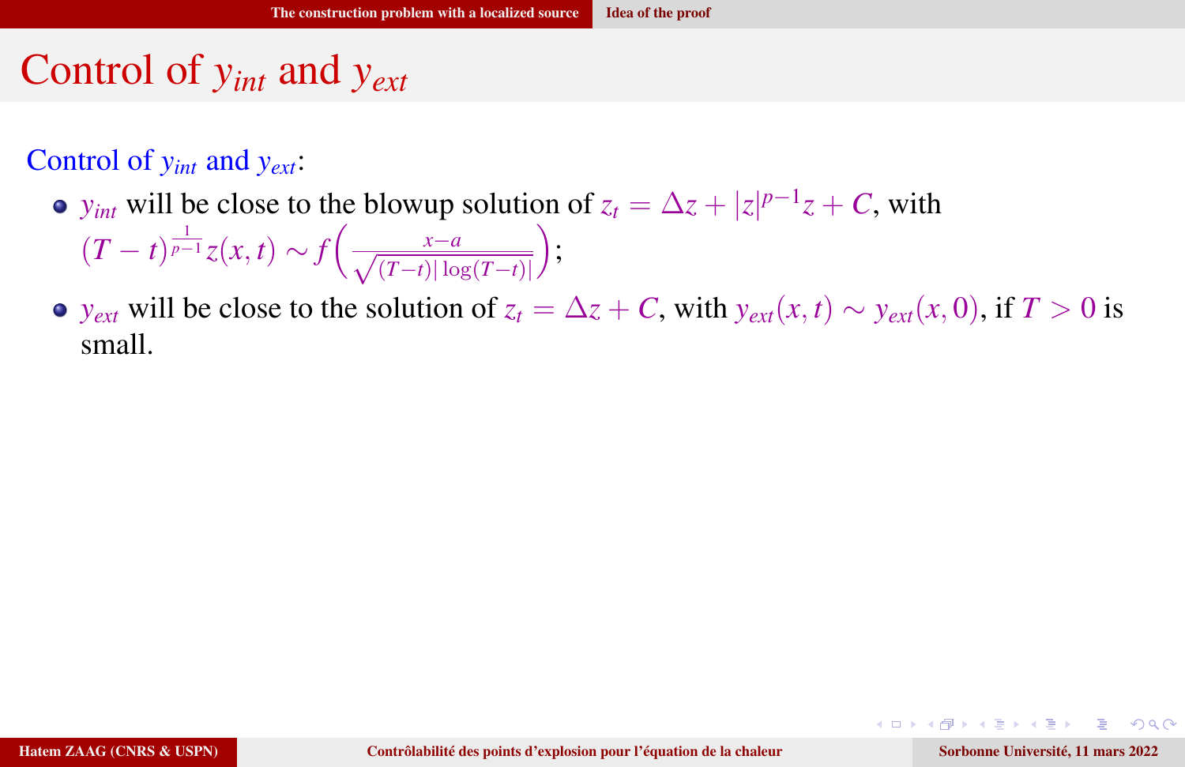# Control of $y_{int}$ and $y_{ext}$

Control of $y_{int}$ and $y_{ext}$:

- $y_{int}$ will be close to the blowup solution of $z_t = \Delta z + |z|^{p-1}z + C$, with $(T-t)^{\frac{1}{p-1}} z(x,t) \sim f\left(\frac{x-a}{\sqrt{(T-t)|\log(T-t)|}}\right)$;
- $y_{ext}$ will be close to the solution of $z_t = \Delta z + C$, with $y_{ext}(x,t) \sim y_{ext}(x,0)$, if $T > 0$ is small.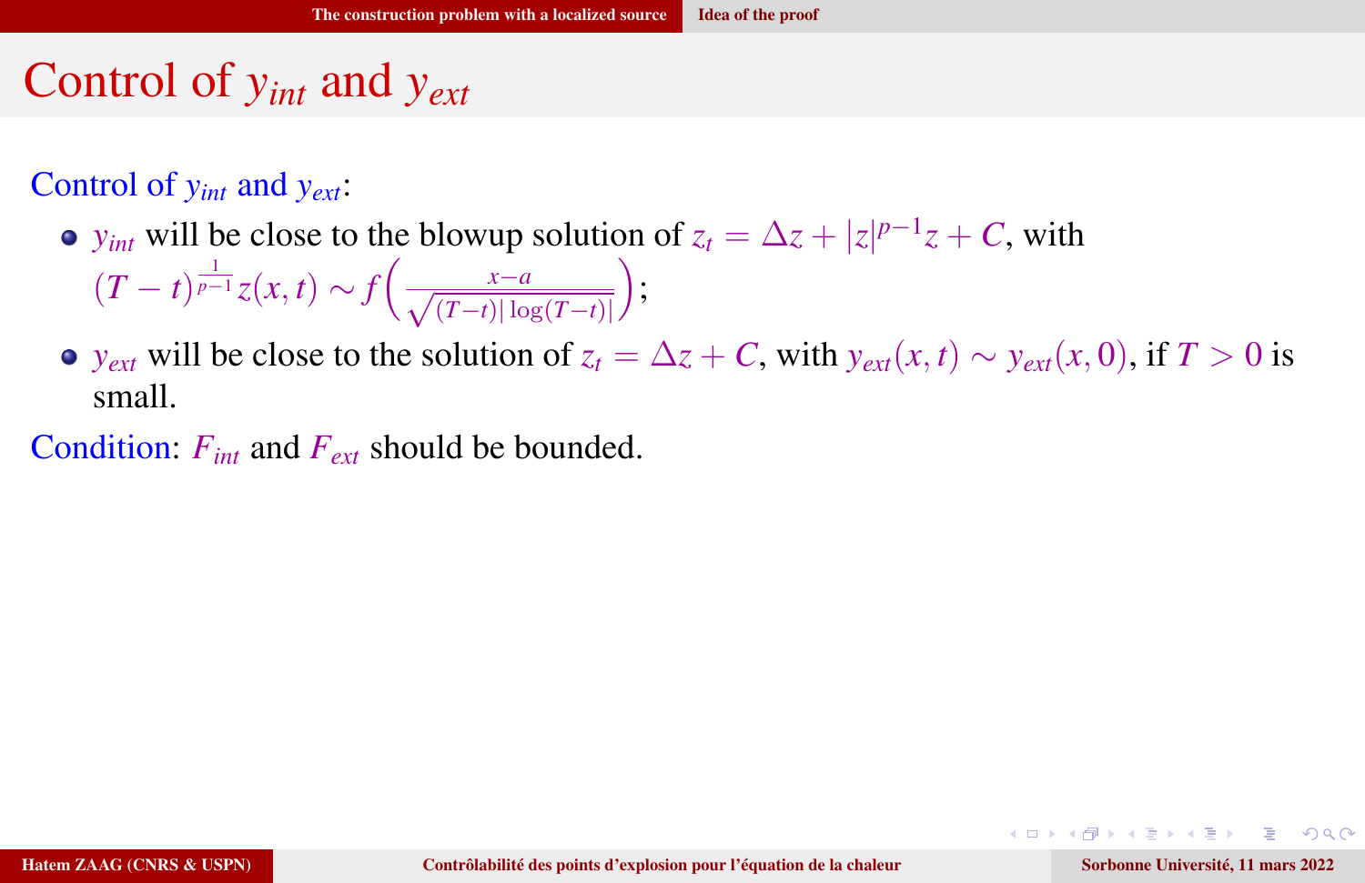# Control of $y_{int}$ and $y_{ext}$

Control of $y_{int}$ and $y_{ext}$:

- $y_{int}$ will be close to the blowup solution of $z_t = \Delta z + |z|^{p-1}z + C$, with $(T-t)^{\frac{1}{p-1}} z(x,t) \sim f\left(\frac{x-a}{\sqrt{(T-t)|\log(T-t)|}}\right)$;
- $y_{ext}$ will be close to the solution of $z_t = \Delta z + C$, with $y_{ext}(x,t) \sim y_{ext}(x,0)$, if $T > 0$ is small.

Condition: $F_{int}$ and $F_{ext}$ should be bounded.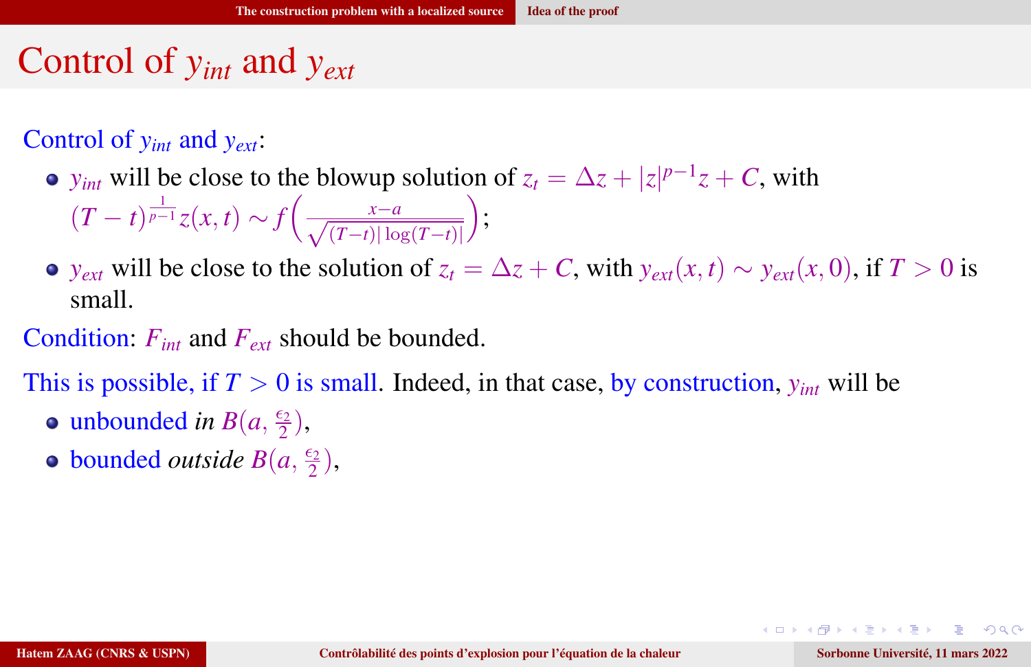# Control of $y_{int}$ and $y_{ext}$

Control of $y_{int}$ and $y_{ext}$:

- $y_{int}$ will be close to the blowup solution of $z_t = \Delta z + |z|^{p-1}z + C$, with $(T-t)^{\frac{1}{p-1}} z(x,t) \sim f\left(\frac{x-a}{\sqrt{(T-t)|\log(T-t)|}}\right)$;
- $y_{ext}$ will be close to the solution of $z_t = \Delta z + C$, with $y_{ext}(x,t) \sim y_{ext}(x,0)$, if $T > 0$ is small.

Condition: $F_{int}$ and $F_{ext}$ should be bounded.

This is possible, if $T > 0$ is small. Indeed, in that case, by construction, $y_{int}$ will be

- unbounded *in* $B(a, \frac{\epsilon_2}{2})$,
- bounded *outside* $B(a, \frac{\epsilon_2}{2})$,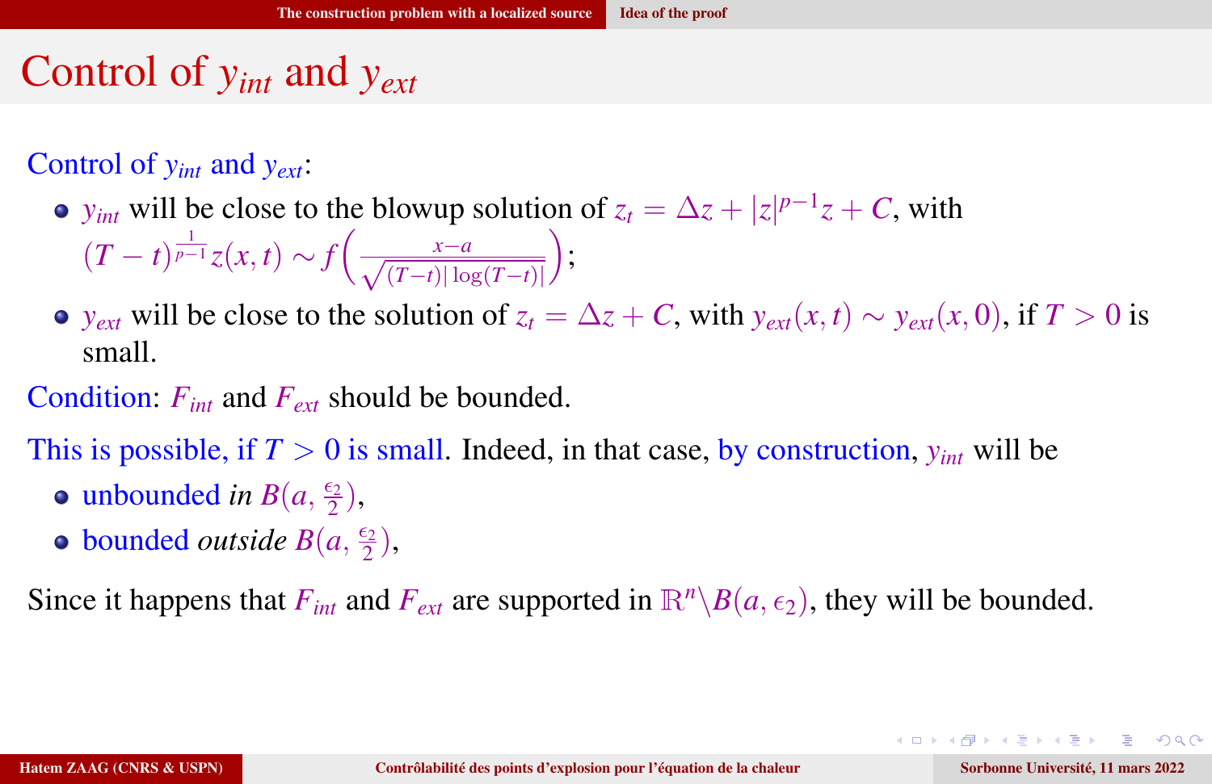# Control of $y_{int}$ and $y_{ext}$

Control of $y_{int}$ and $y_{ext}$:

- $y_{int}$ will be close to the blowup solution of $z_t = \Delta z + |z|^{p-1}z + C$, with $(T-t)^{\frac{1}{p-1}} z(x,t) \sim f\left(\frac{x-a}{\sqrt{(T-t)|\log(T-t)|}}\right)$;
- $y_{ext}$ will be close to the solution of $z_t = \Delta z + C$, with $y_{ext}(x,t) \sim y_{ext}(x,0)$, if $T > 0$ is small.

Condition: $F_{int}$ and $F_{ext}$ should be bounded.

This is possible, if $T > 0$ is small. Indeed, in that case, by construction, $y_{int}$ will be

- unbounded *in* $B(a, \frac{\epsilon_2}{2})$,
- bounded *outside* $B(a, \frac{\epsilon_2}{2})$,

Since it happens that $F_{int}$ and $F_{ext}$ are supported in $\mathbb{R}^n \backslash B(a, \epsilon_2)$, they will be bounded.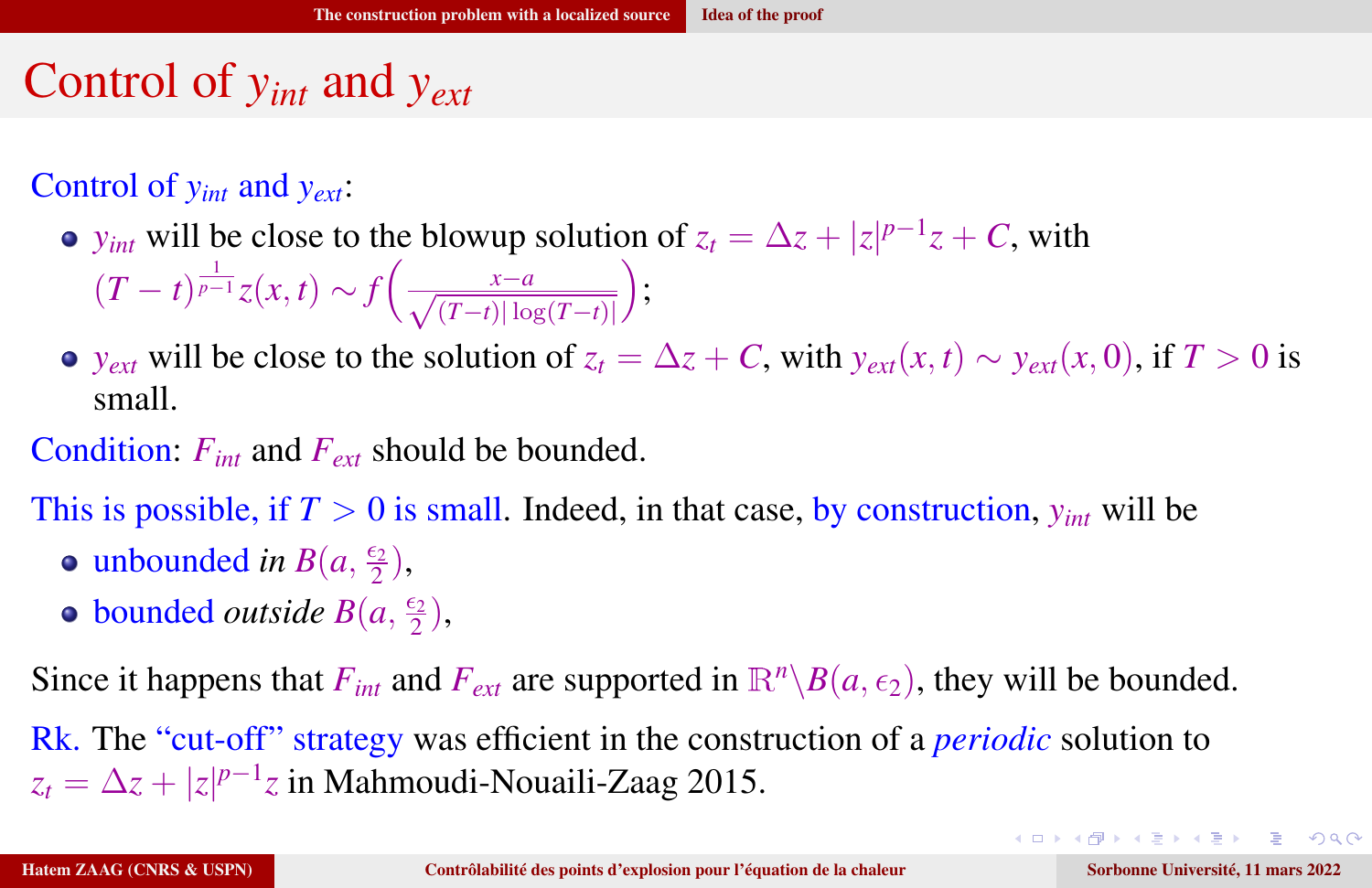# Control of $y_{int}$ and $y_{ext}$

Control of $y_{int}$ and $y_{ext}$:

- $y_{int}$ will be close to the blowup solution of $z_t = \Delta z + |z|^{p-1}z + C$, with $(T-t)^{\frac{1}{p-1}} z(x,t) \sim f\left(\frac{x-a}{\sqrt{(T-t)|\log(T-t)|}}\right)$;
- $y_{ext}$ will be close to the solution of $z_t = \Delta z + C$, with $y_{ext}(x,t) \sim y_{ext}(x,0)$, if $T > 0$ is small.

Condition: $F_{int}$ and $F_{ext}$ should be bounded.

This is possible, if $T > 0$ is small. Indeed, in that case, by construction, $y_{int}$ will be

- unbounded *in* $B(a, \frac{\epsilon_2}{2})$,
- bounded *outside* $B(a, \frac{\epsilon_2}{2})$,

Since it happens that $F_{int}$ and $F_{ext}$ are supported in $\mathbb{R}^n \backslash B(a, \epsilon_2)$, they will be bounded.

Rk. The "cut-off" strategy was efficient in the construction of a *periodic* solution to $z_t = \Delta z + |z|^{p-1}z$ in Mahmoudi-Nouaili-Zaag 2015.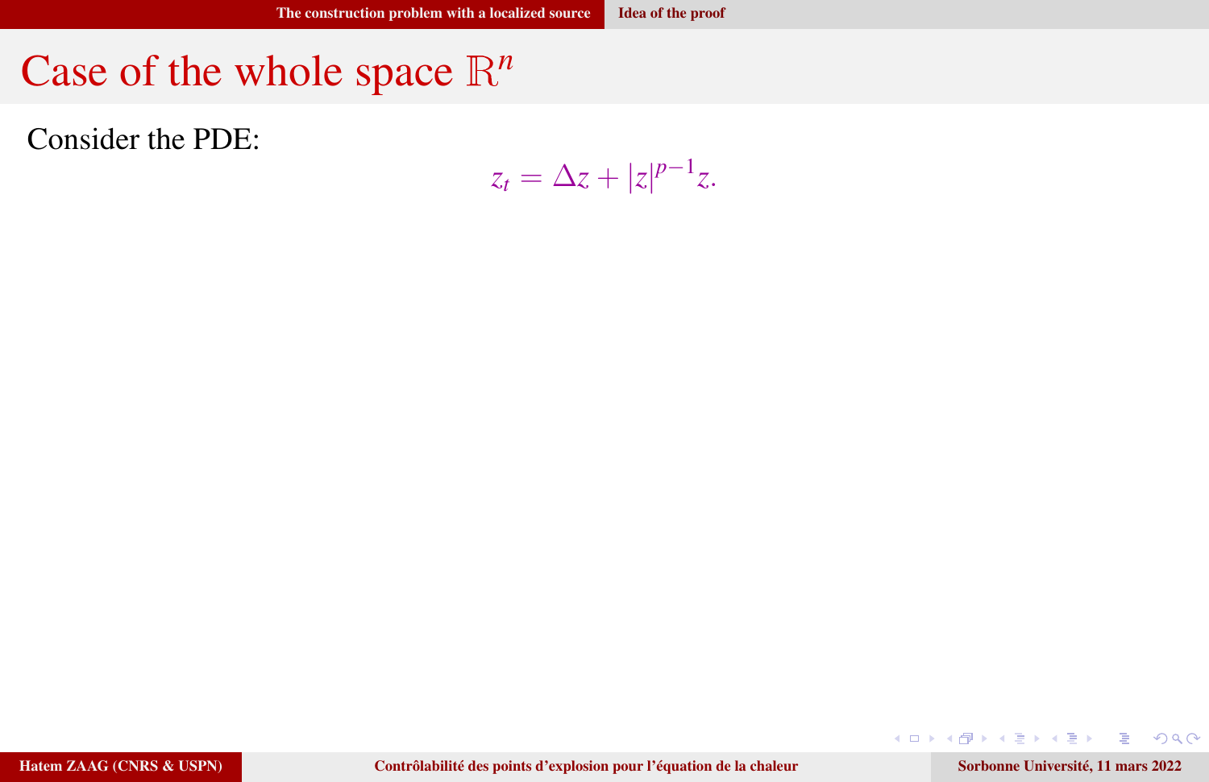# Case of the whole space $\mathbb{R}^n$

Consider the PDE:

$$z_t = \Delta z + |z|^{p-1} z.$$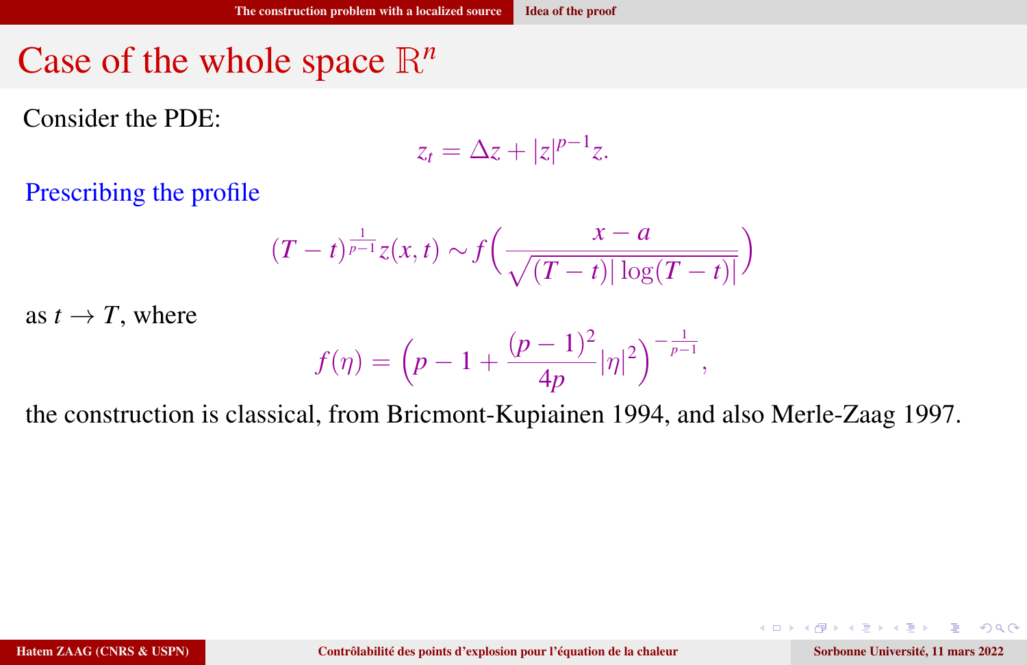# Case of the whole space $\mathbb{R}^n$

Consider the PDE:

$$z_t = \Delta z + |z|^{p-1} z.$$

Prescribing the profile

$$(T-t)^{\frac{1}{p-1}} z(x,t) \sim f\Big(\frac{x-a}{\sqrt{(T-t)|\log(T-t)|}}\Big)$$

as $t \to T$, where

$$f(\eta) = \Big(p - 1 + \frac{(p-1)^2}{4p}|\eta|^2\Big)^{-\frac{1}{p-1}},$$

the construction is classical, from Bricmont-Kupiainen 1994, and also Merle-Zaag 1997.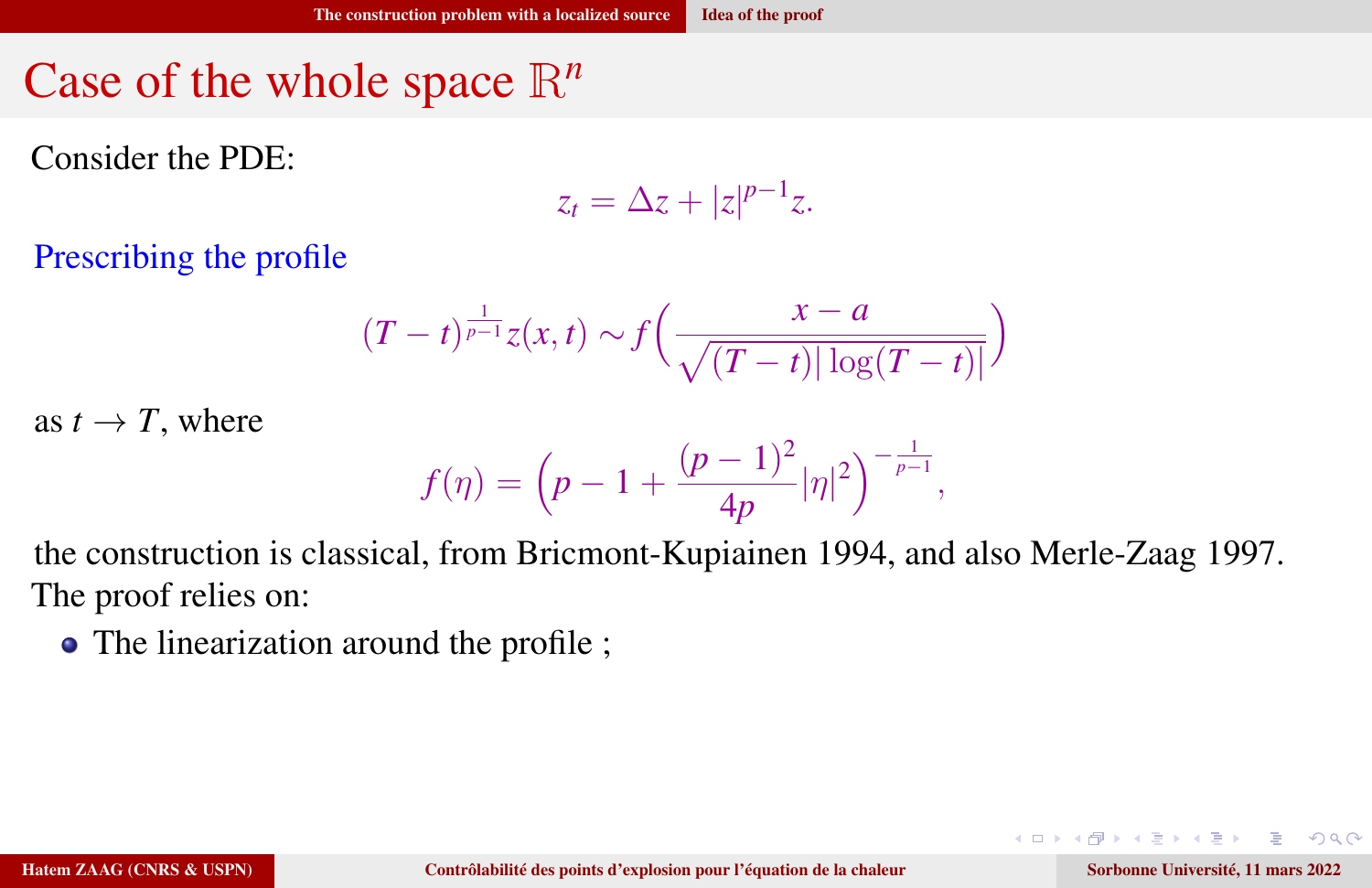# Case of the whole space $\mathbb{R}^n$

Consider the PDE:

$$z_t = \Delta z + |z|^{p-1} z.$$

Prescribing the profile

$$(T-t)^{\frac{1}{p-1}} z(x,t) \sim f\Big(\frac{x-a}{\sqrt{(T-t)|\log(T-t)|}}\Big)$$

as $t \to T$, where

$$f(\eta) = \Big(p - 1 + \frac{(p-1)^2}{4p}|\eta|^2\Big)^{-\frac{1}{p-1}},$$

the construction is classical, from Bricmont-Kupiainen 1994, and also Merle-Zaag 1997.
The proof relies on:

- The linearization around the profile ;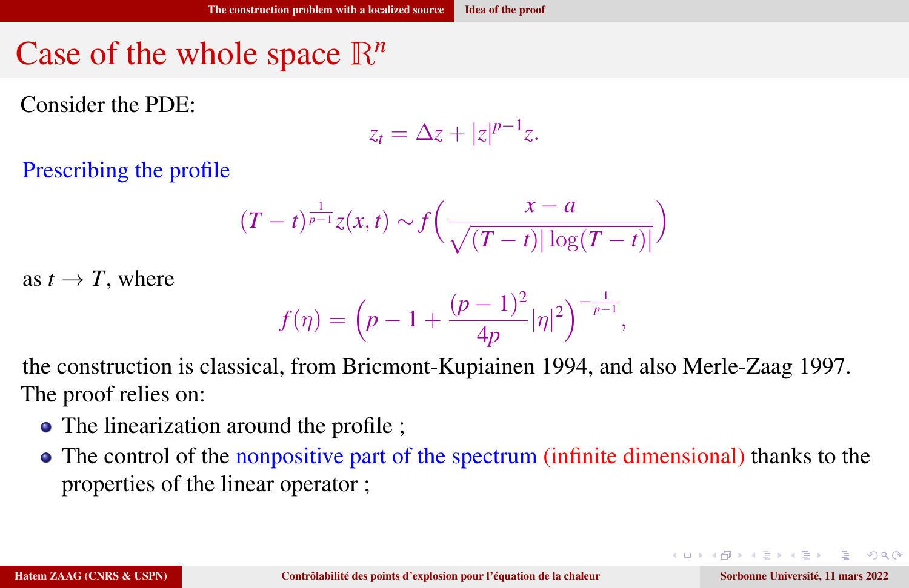# Case of the whole space $\mathbb{R}^n$

Consider the PDE:

$$z_t = \Delta z + |z|^{p-1}z.$$

Prescribing the profile

$$(T-t)^{\frac{1}{p-1}} z(x,t) \sim f\Big(\frac{x-a}{\sqrt{(T-t)|\log(T-t)|}}\Big)$$

as $t \to T$, where

$$f(\eta) = \Big(p - 1 + \frac{(p-1)^2}{4p}|\eta|^2\Big)^{-\frac{1}{p-1}},$$

the construction is classical, from Bricmont-Kupiainen 1994, and also Merle-Zaag 1997. The proof relies on:

- The linearization around the profile ;
- The control of the nonpositive part of the spectrum (infinite dimensional) thanks to the properties of the linear operator ;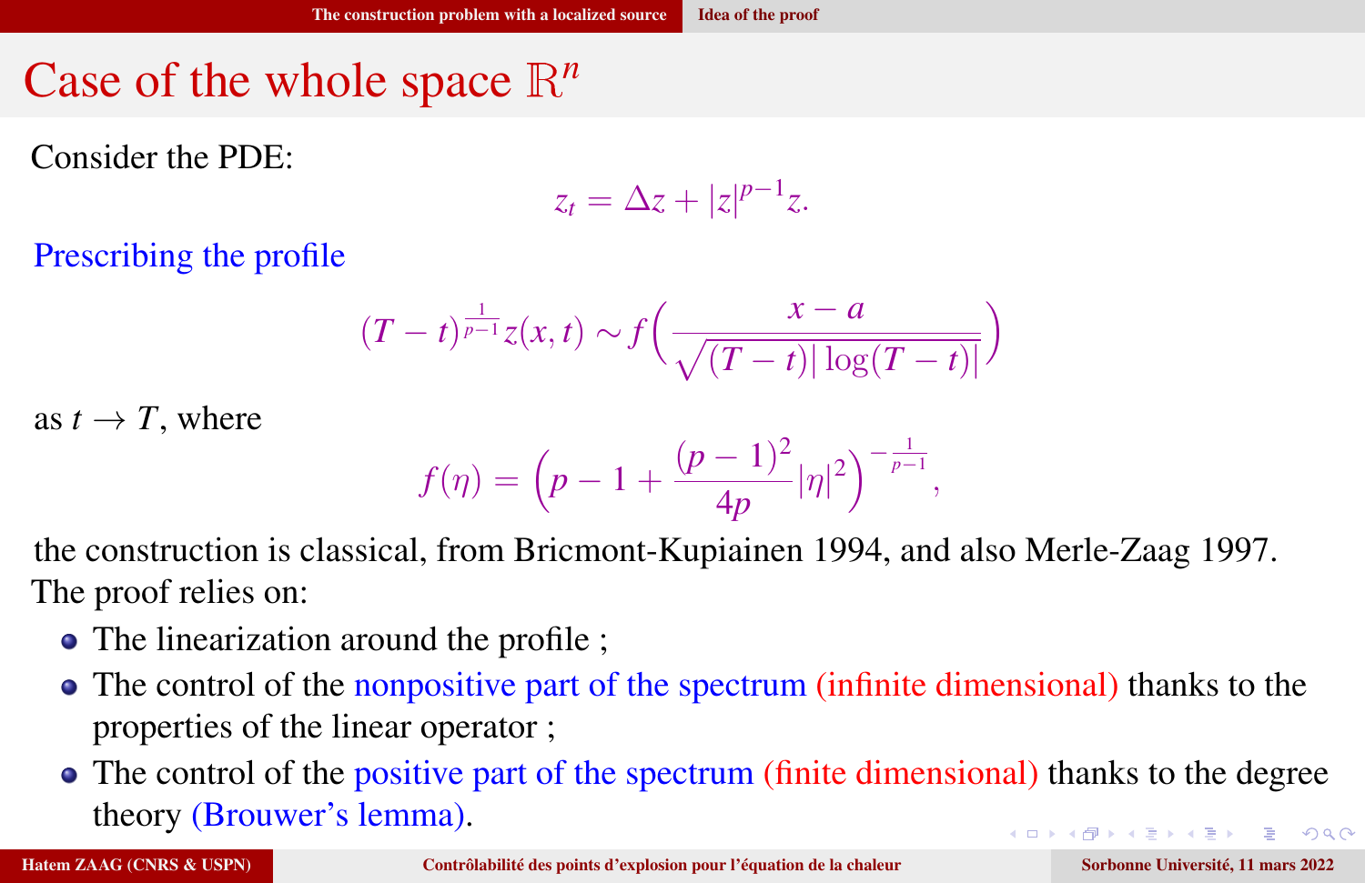# Case of the whole space $\mathbb{R}^n$

Consider the PDE:

$$z_t = \Delta z + |z|^{p-1}z.$$

Prescribing the profile

$$(T-t)^{\frac{1}{p-1}} z(x,t) \sim f\left(\frac{x-a}{\sqrt{(T-t)|\log(T-t)|}}\right)$$

as $t \to T$, where

$$f(\eta) = \left(p - 1 + \frac{(p-1)^2}{4p}|\eta|^2\right)^{-\frac{1}{p-1}},$$

the construction is classical, from Bricmont-Kupiainen 1994, and also Merle-Zaag 1997. The proof relies on:

- The linearization around the profile ;
- The control of the nonpositive part of the spectrum (infinite dimensional) thanks to the properties of the linear operator ;
- The control of the positive part of the spectrum (finite dimensional) thanks to the degree theory (Brouwer's lemma).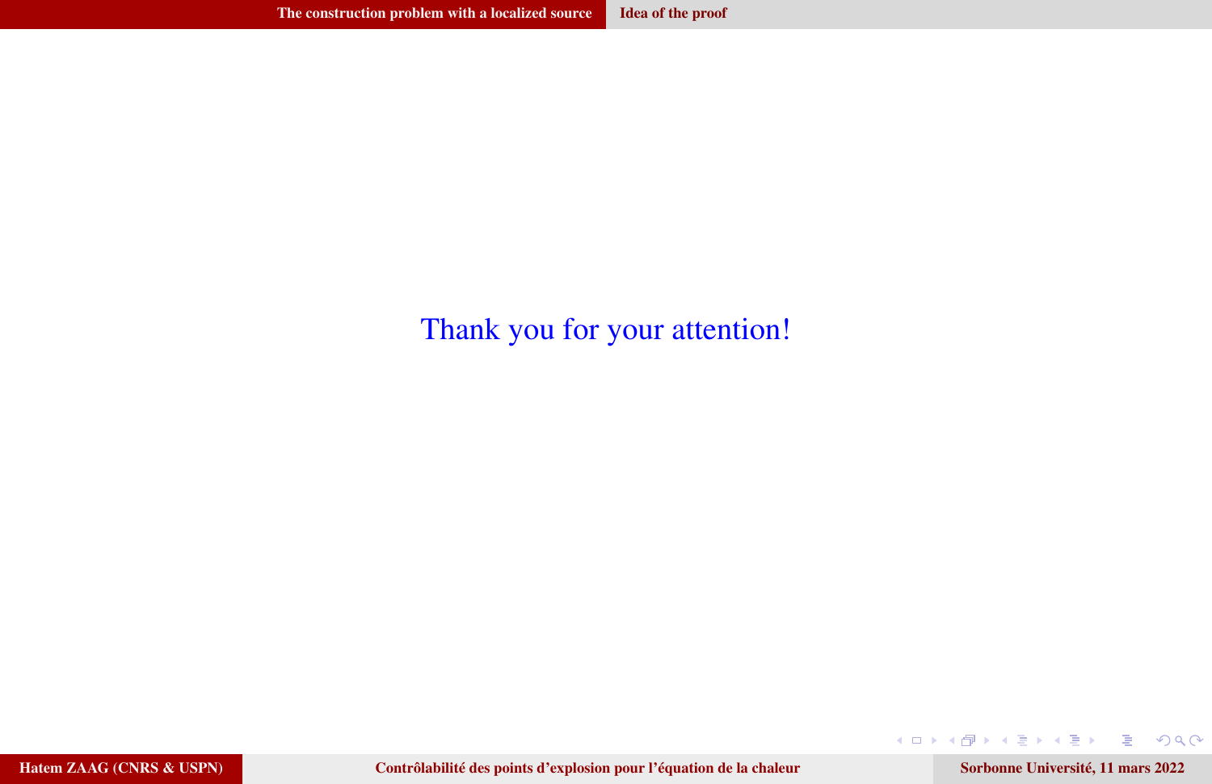Thank you for your attention!